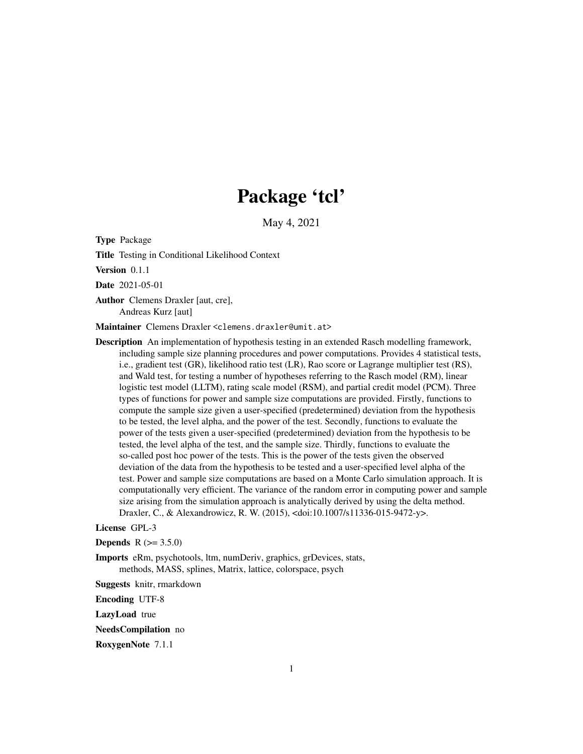# Package 'tcl'

May 4, 2021

**Type** Package

**Title** Testing in Conditional Likelihood Context

**Version** 0.1.1

**Date** 2021-05-01

**Author** Clemens Draxler [aut, cre],
Andreas Kurz [aut]

**Maintainer** Clemens Draxler <clemens.draxler@umit.at>

**Description** An implementation of hypothesis testing in an extended Rasch modelling framework, including sample size planning procedures and power computations. Provides 4 statistical tests, i.e., gradient test (GR), likelihood ratio test (LR), Rao score or Lagrange multiplier test (RS), and Wald test, for testing a number of hypotheses referring to the Rasch model (RM), linear logistic test model (LLTM), rating scale model (RSM), and partial credit model (PCM). Three types of functions for power and sample size computations are provided. Firstly, functions to compute the sample size given a user-specified (predetermined) deviation from the hypothesis to be tested, the level alpha, and the power of the test. Secondly, functions to evaluate the power of the tests given a user-specified (predetermined) deviation from the hypothesis to be tested, the level alpha of the test, and the sample size. Thirdly, functions to evaluate the so-called post hoc power of the tests. This is the power of the tests given the observed deviation of the data from the hypothesis to be tested and a user-specified level alpha of the test. Power and sample size computations are based on a Monte Carlo simulation approach. It is computationally very efficient. The variance of the random error in computing power and sample size arising from the simulation approach is analytically derived by using the delta method. Draxler, C., & Alexandrowicz, R. W. (2015), <doi:10.1007/s11336-015-9472-y>.

**License** GPL-3

**Depends** R (>= 3.5.0)

**Imports** eRm, psychotools, ltm, numDeriv, graphics, grDevices, stats, methods, MASS, splines, Matrix, lattice, colorspace, psych

**Suggests** knitr, rmarkdown

**Encoding** UTF-8

**LazyLoad** true

**NeedsCompilation** no

**RoxygenNote** 7.1.1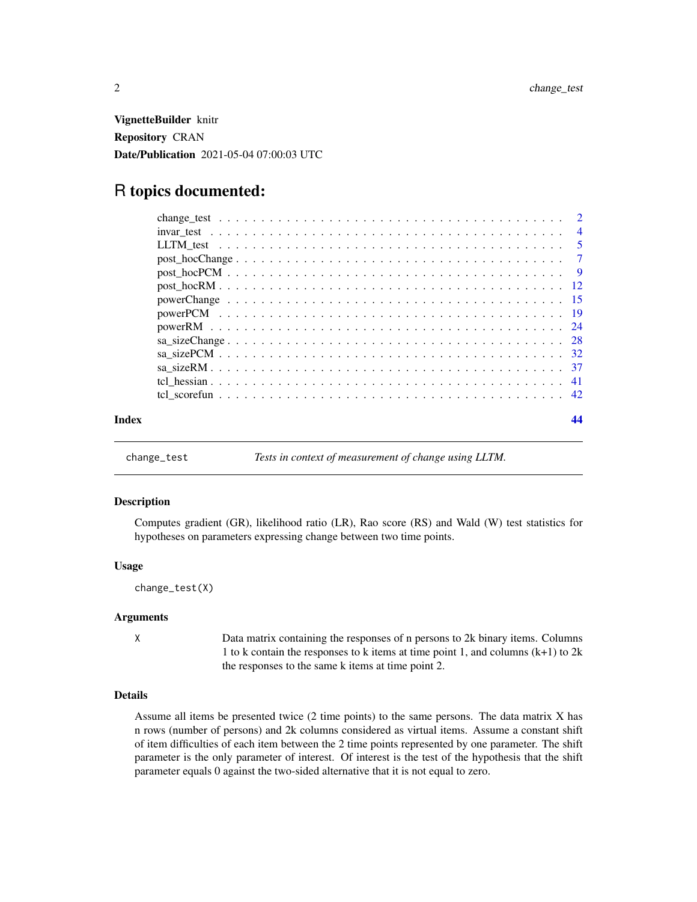**VignetteBuilder** knitr

**Repository** CRAN

**Date/Publication** 2021-05-04 07:00:03 UTC

# R topics documented:

| | |
|---|---|
| change_test | 2 |
| invar_test | 4 |
| LLTM_test | 5 |
| post_hocChange | 7 |
| post_hocPCM | 9 |
| post_hocRM | 12 |
| powerChange | 15 |
| powerPCM | 19 |
| powerRM | 24 |
| sa_sizeChange | 28 |
| sa_sizePCM | 32 |
| sa_sizeRM | 37 |
| tcl_hessian | 41 |
| tcl_scorefun | 42 |
| **Index** | **44** |

---

`change_test` *Tests in context of measurement of change using LLTM.*

---

### Description

Computes gradient (GR), likelihood ratio (LR), Rao score (RS) and Wald (W) test statistics for hypotheses on parameters expressing change between two time points.

### Usage

```
change_test(X)
```

### Arguments

| | |
|---|---|
| X | Data matrix containing the responses of n persons to 2k binary items. Columns 1 to k contain the responses to k items at time point 1, and columns (k+1) to 2k the responses to the same k items at time point 2. |

### Details

Assume all items be presented twice (2 time points) to the same persons. The data matrix X has n rows (number of persons) and 2k columns considered as virtual items. Assume a constant shift of item difficulties of each item between the 2 time points represented by one parameter. The shift parameter is the only parameter of interest. Of interest is the test of the hypothesis that the shift parameter equals 0 against the two-sided alternative that it is not equal to zero.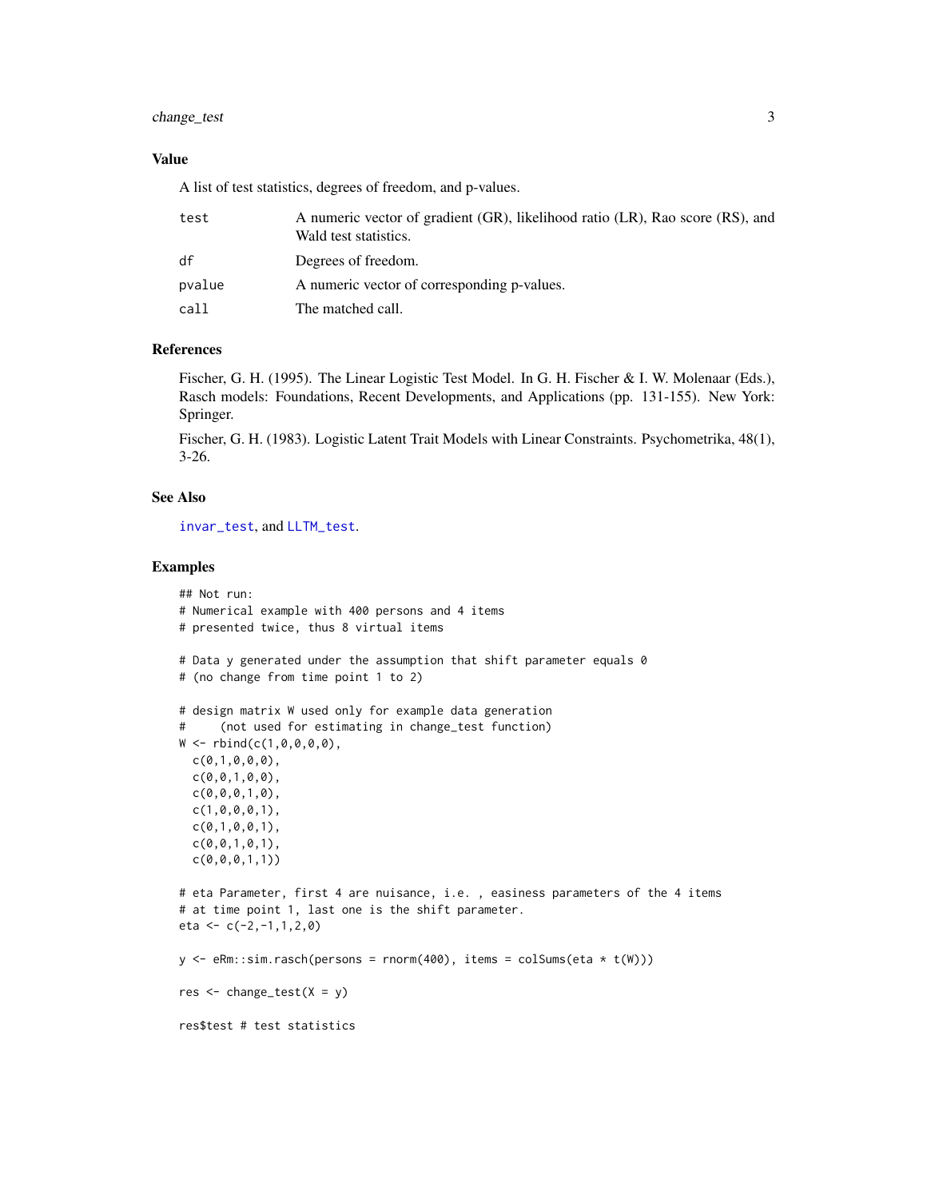### Value

A list of test statistics, degrees of freedom, and p-values.

| | |
|---|---|
| test | A numeric vector of gradient (GR), likelihood ratio (LR), Rao score (RS), and Wald test statistics. |
| df | Degrees of freedom. |
| pvalue | A numeric vector of corresponding p-values. |
| call | The matched call. |

### References

Fischer, G. H. (1995). The Linear Logistic Test Model. In G. H. Fischer & I. W. Molenaar (Eds.), Rasch models: Foundations, Recent Developments, and Applications (pp. 131-155). New York: Springer.

Fischer, G. H. (1983). Logistic Latent Trait Models with Linear Constraints. Psychometrika, 48(1), 3-26.

### See Also

invar_test, and LLTM_test.

### Examples

```
## Not run:
# Numerical example with 400 persons and 4 items
# presented twice, thus 8 virtual items

# Data y generated under the assumption that shift parameter equals 0
# (no change from time point 1 to 2)

# design matrix W used only for example data generation
#     (not used for estimating in change_test function)
W <- rbind(c(1,0,0,0,0),
  c(0,1,0,0,0),
  c(0,0,1,0,0),
  c(0,0,0,1,0),
  c(1,0,0,0,1),
  c(0,1,0,0,1),
  c(0,0,1,0,1),
  c(0,0,0,1,1))

# eta Parameter, first 4 are nuisance, i.e. , easiness parameters of the 4 items
# at time point 1, last one is the shift parameter.
eta <- c(-2,-1,1,2,0)

y <- eRm::sim.rasch(persons = rnorm(400), items = colSums(eta * t(W)))

res <- change_test(X = y)

res$test # test statistics
```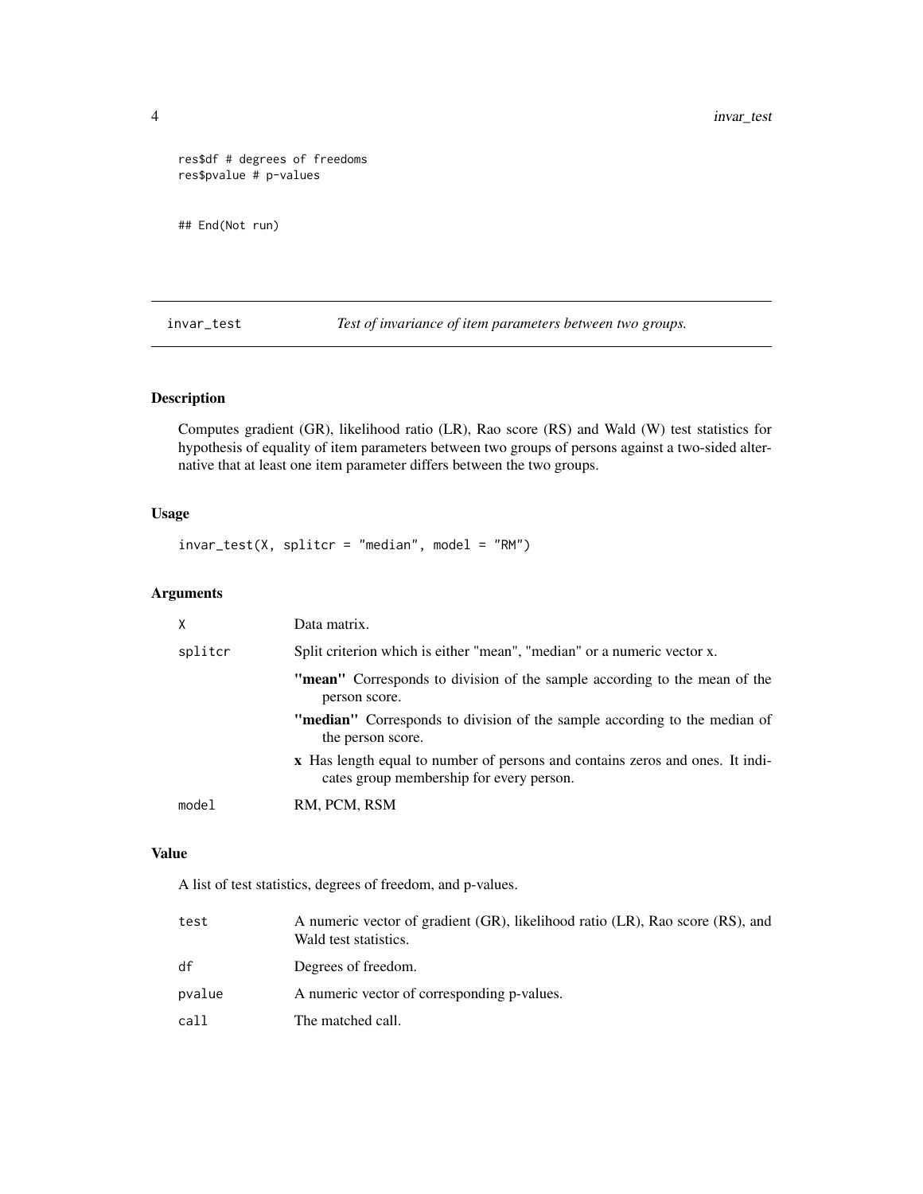```
res$df # degrees of freedoms
res$pvalue # p-values


## End(Not run)
```

## invar_test — *Test of invariance of item parameters between two groups.*

### Description

Computes gradient (GR), likelihood ratio (LR), Rao score (RS) and Wald (W) test statistics for hypothesis of equality of item parameters between two groups of persons against a two-sided alternative that at least one item parameter differs between the two groups.

### Usage

```
invar_test(X, splitcr = "median", model = "RM")
```

### Arguments

| | |
|---|---|
| X | Data matrix. |
| splitcr | Split criterion which is either "mean", "median" or a numeric vector x.<br>**"mean"** Corresponds to division of the sample according to the mean of the person score.<br>**"median"** Corresponds to division of the sample according to the median of the person score.<br>**x** Has length equal to number of persons and contains zeros and ones. It indicates group membership for every person. |
| model | RM, PCM, RSM |

### Value

A list of test statistics, degrees of freedom, and p-values.

| | |
|---|---|
| test | A numeric vector of gradient (GR), likelihood ratio (LR), Rao score (RS), and Wald test statistics. |
| df | Degrees of freedom. |
| pvalue | A numeric vector of corresponding p-values. |
| call | The matched call. |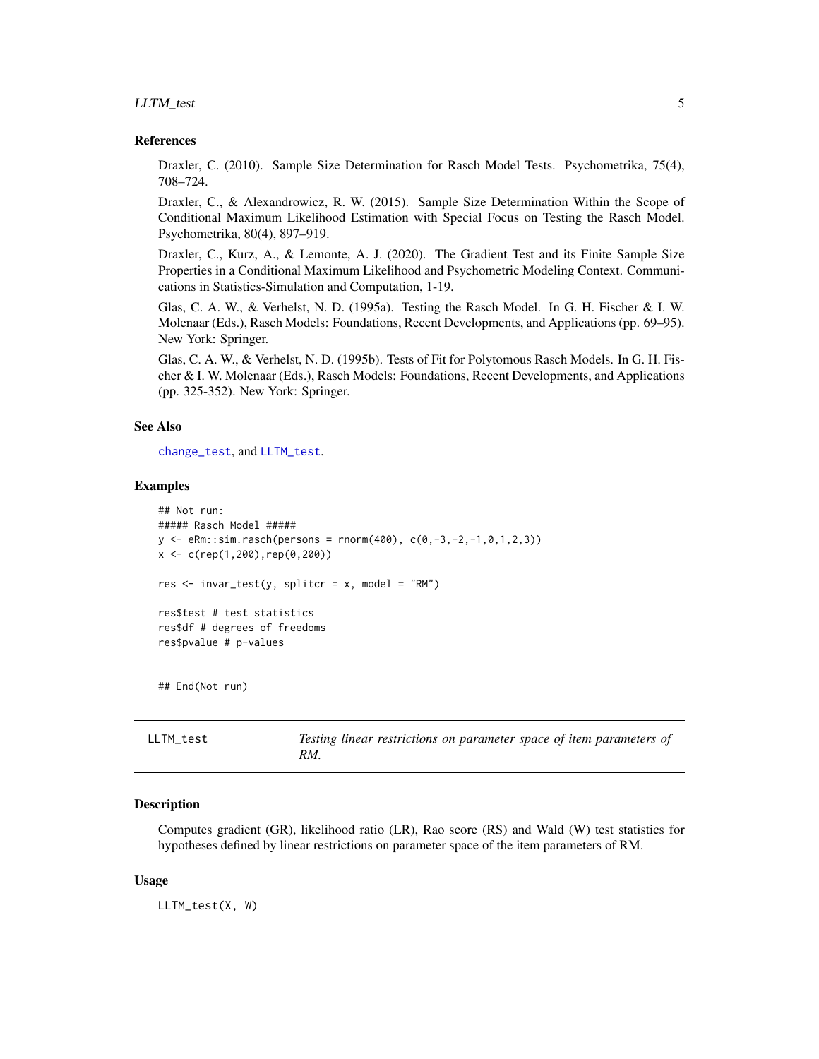### References

Draxler, C. (2010). Sample Size Determination for Rasch Model Tests. Psychometrika, 75(4), 708–724.

Draxler, C., & Alexandrowicz, R. W. (2015). Sample Size Determination Within the Scope of Conditional Maximum Likelihood Estimation with Special Focus on Testing the Rasch Model. Psychometrika, 80(4), 897–919.

Draxler, C., Kurz, A., & Lemonte, A. J. (2020). The Gradient Test and its Finite Sample Size Properties in a Conditional Maximum Likelihood and Psychometric Modeling Context. Communications in Statistics-Simulation and Computation, 1-19.

Glas, C. A. W., & Verhelst, N. D. (1995a). Testing the Rasch Model. In G. H. Fischer & I. W. Molenaar (Eds.), Rasch Models: Foundations, Recent Developments, and Applications (pp. 69–95). New York: Springer.

Glas, C. A. W., & Verhelst, N. D. (1995b). Tests of Fit for Polytomous Rasch Models. In G. H. Fischer & I. W. Molenaar (Eds.), Rasch Models: Foundations, Recent Developments, and Applications (pp. 325-352). New York: Springer.

### See Also

change_test, and LLTM_test.

### Examples

```
## Not run:
##### Rasch Model #####
y <- eRm::sim.rasch(persons = rnorm(400), c(0,-3,-2,-1,0,1,2,3))
x <- c(rep(1,200),rep(0,200))

res <- invar_test(y, splitcr = x, model = "RM")

res$test # test statistics
res$df # degrees of freedoms
res$pvalue # p-values


## End(Not run)
```

---

## LLTM_test — *Testing linear restrictions on parameter space of item parameters of RM.*

### Description

Computes gradient (GR), likelihood ratio (LR), Rao score (RS) and Wald (W) test statistics for hypotheses defined by linear restrictions on parameter space of the item parameters of RM.

### Usage

```
LLTM_test(X, W)
```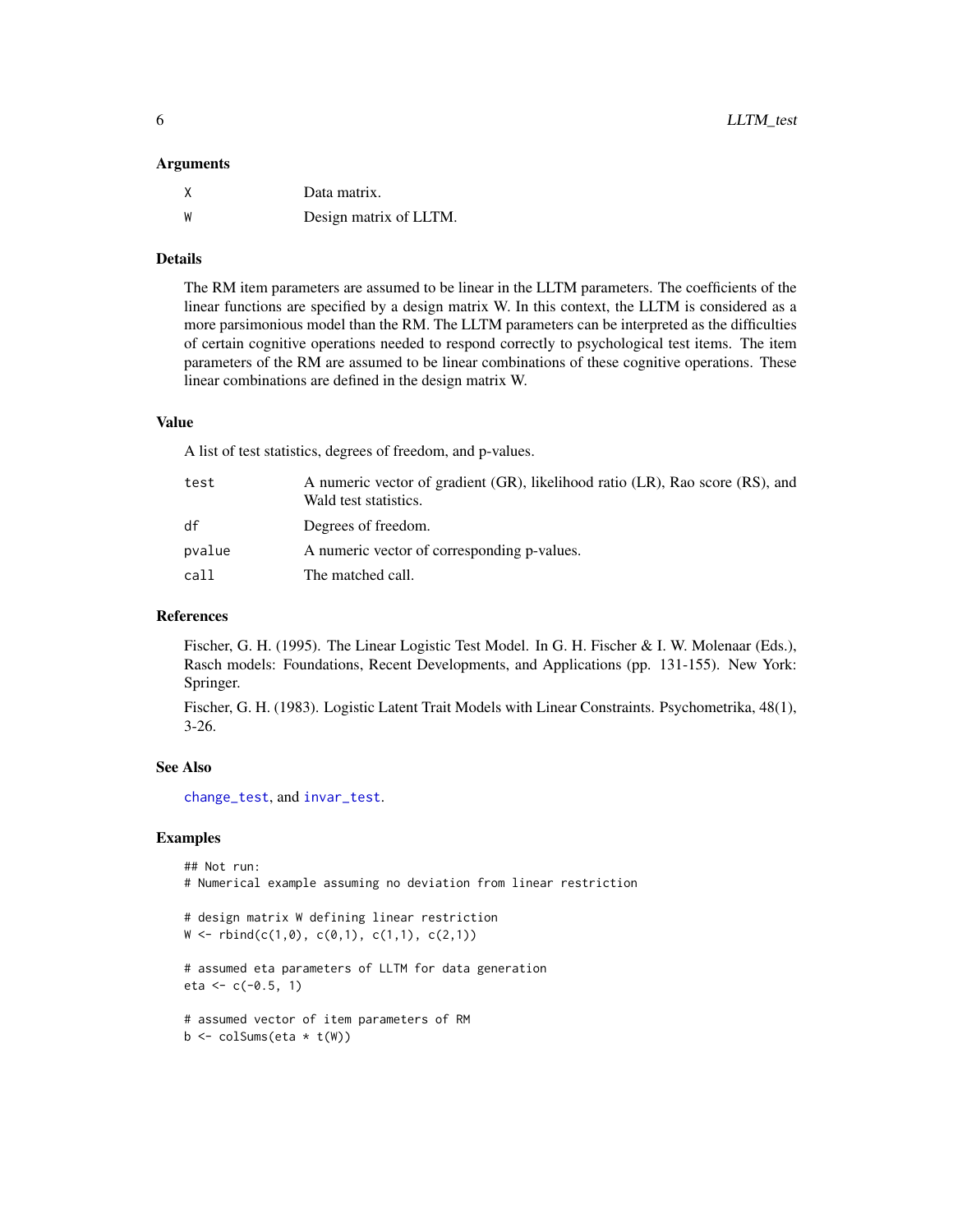### Arguments

| | |
|---|---|
| X | Data matrix. |
| W | Design matrix of LLTM. |

### Details

The RM item parameters are assumed to be linear in the LLTM parameters. The coefficients of the linear functions are specified by a design matrix W. In this context, the LLTM is considered as a more parsimonious model than the RM. The LLTM parameters can be interpreted as the difficulties of certain cognitive operations needed to respond correctly to psychological test items. The item parameters of the RM are assumed to be linear combinations of these cognitive operations. These linear combinations are defined in the design matrix W.

### Value

A list of test statistics, degrees of freedom, and p-values.

| | |
|---|---|
| test | A numeric vector of gradient (GR), likelihood ratio (LR), Rao score (RS), and Wald test statistics. |
| df | Degrees of freedom. |
| pvalue | A numeric vector of corresponding p-values. |
| call | The matched call. |

### References

Fischer, G. H. (1995). The Linear Logistic Test Model. In G. H. Fischer & I. W. Molenaar (Eds.), Rasch models: Foundations, Recent Developments, and Applications (pp. 131-155). New York: Springer.

Fischer, G. H. (1983). Logistic Latent Trait Models with Linear Constraints. Psychometrika, 48(1), 3-26.

### See Also

change_test, and invar_test.

### Examples

```
## Not run:
# Numerical example assuming no deviation from linear restriction

# design matrix W defining linear restriction
W <- rbind(c(1,0), c(0,1), c(1,1), c(2,1))

# assumed eta parameters of LLTM for data generation
eta <- c(-0.5, 1)

# assumed vector of item parameters of RM
b <- colSums(eta * t(W))
```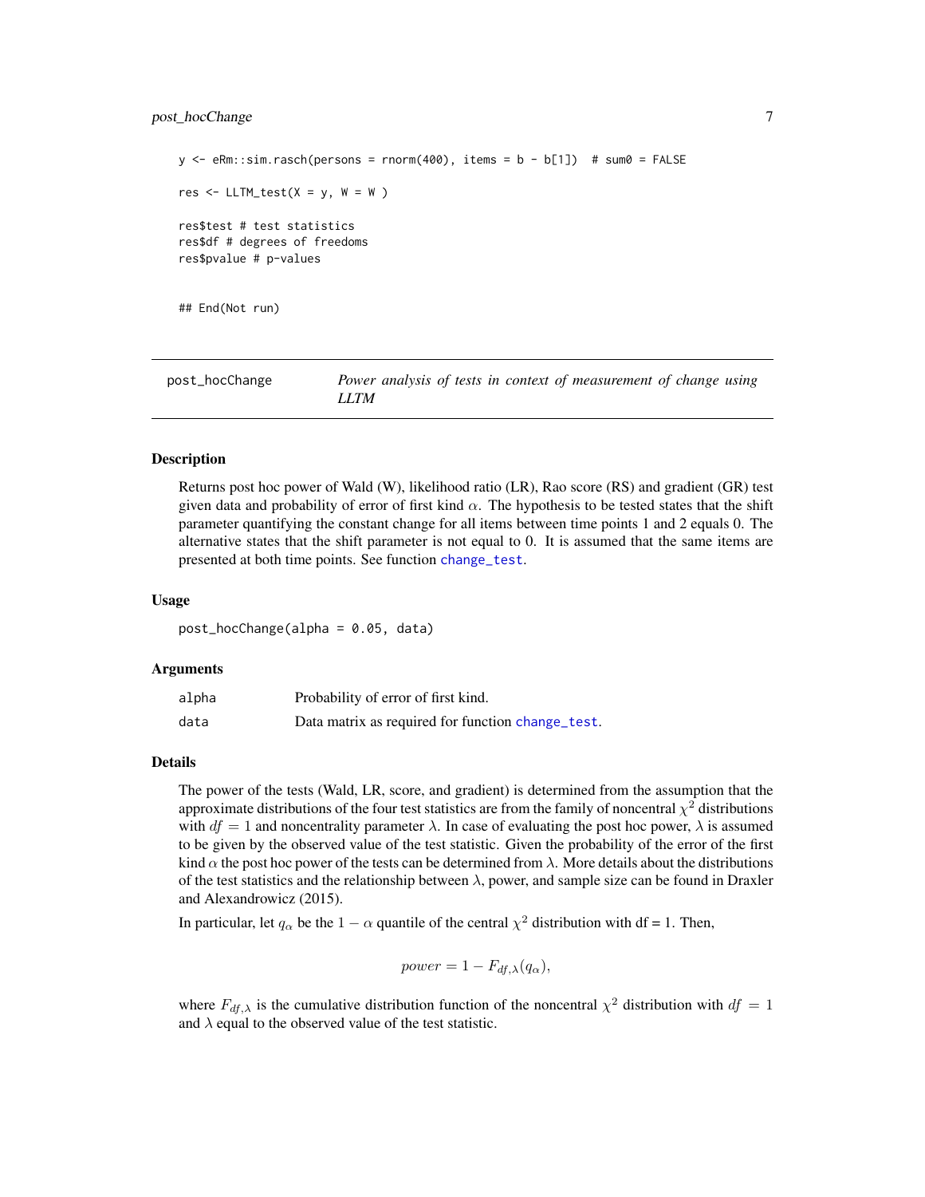```
y <- eRm::sim.rasch(persons = rnorm(400), items = b - b[1])  # sum0 = FALSE

res <- LLTM_test(X = y, W = W )

res$test # test statistics
res$df # degrees of freedoms
res$pvalue # p-values


## End(Not run)
```

## post_hocChange — *Power analysis of tests in context of measurement of change using LLTM*

### Description

Returns post hoc power of Wald (W), likelihood ratio (LR), Rao score (RS) and gradient (GR) test given data and probability of error of first kind $\alpha$. The hypothesis to be tested states that the shift parameter quantifying the constant change for all items between time points 1 and 2 equals 0. The alternative states that the shift parameter is not equal to 0. It is assumed that the same items are presented at both time points. See function `change_test`.

### Usage

```
post_hocChange(alpha = 0.05, data)
```

### Arguments

| | |
|---|---|
| `alpha` | Probability of error of first kind. |
| `data` | Data matrix as required for function `change_test`. |

### Details

The power of the tests (Wald, LR, score, and gradient) is determined from the assumption that the approximate distributions of the four test statistics are from the family of noncentral $\chi^2$ distributions with $df = 1$ and noncentrality parameter $\lambda$. In case of evaluating the post hoc power, $\lambda$ is assumed to be given by the observed value of the test statistic. Given the probability of the error of the first kind $\alpha$ the post hoc power of the tests can be determined from $\lambda$. More details about the distributions of the test statistics and the relationship between $\lambda$, power, and sample size can be found in Draxler and Alexandrowicz (2015).

In particular, let $q_\alpha$ be the $1 - \alpha$ quantile of the central $\chi^2$ distribution with df = 1. Then,

$$power = 1 - F_{df,\lambda}(q_\alpha),$$

where $F_{df,\lambda}$ is the cumulative distribution function of the noncentral $\chi^2$ distribution with $df = 1$ and $\lambda$ equal to the observed value of the test statistic.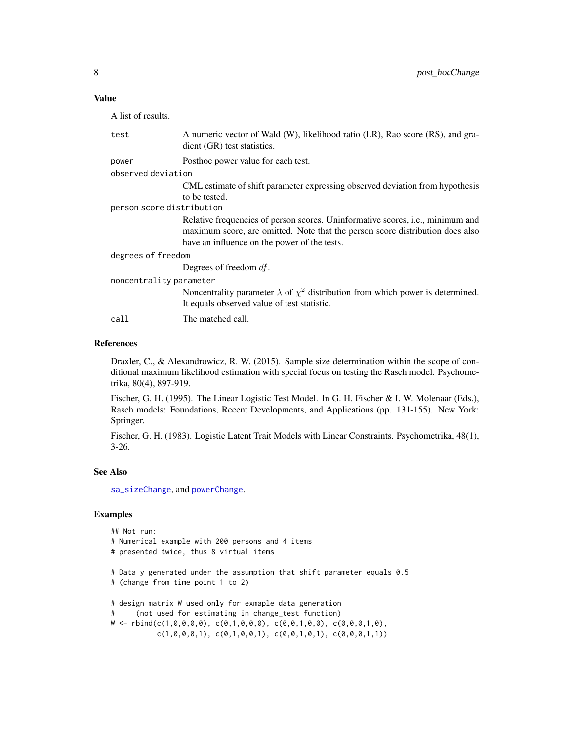### Value

A list of results.

- `test`: A numeric vector of Wald (W), likelihood ratio (LR), Rao score (RS), and gradient (GR) test statistics.
- `power`: Posthoc power value for each test.
- `observed deviation`: CML estimate of shift parameter expressing observed deviation from hypothesis to be tested.
- `person score distribution`: Relative frequencies of person scores. Uninformative scores, i.e., minimum and maximum score, are omitted. Note that the person score distribution does also have an influence on the power of the tests.
- `degrees of freedom`: Degrees of freedom $df$.
- `noncentrality parameter`: Noncentrality parameter $\lambda$ of $\chi^2$ distribution from which power is determined. It equals observed value of test statistic.
- `call`: The matched call.

### References

Draxler, C., & Alexandrowicz, R. W. (2015). Sample size determination within the scope of conditional maximum likelihood estimation with special focus on testing the Rasch model. Psychometrika, 80(4), 897-919.

Fischer, G. H. (1995). The Linear Logistic Test Model. In G. H. Fischer & I. W. Molenaar (Eds.), Rasch models: Foundations, Recent Developments, and Applications (pp. 131-155). New York: Springer.

Fischer, G. H. (1983). Logistic Latent Trait Models with Linear Constraints. Psychometrika, 48(1), 3-26.

### See Also

sa_sizeChange, and powerChange.

### Examples

```
## Not run:
# Numerical example with 200 persons and 4 items
# presented twice, thus 8 virtual items

# Data y generated under the assumption that shift parameter equals 0.5
# (change from time point 1 to 2)

# design matrix W used only for exmaple data generation
#     (not used for estimating in change_test function)
W <- rbind(c(1,0,0,0,0), c(0,1,0,0,0), c(0,0,1,0,0), c(0,0,0,1,0),
           c(1,0,0,0,1), c(0,1,0,0,1), c(0,0,1,0,1), c(0,0,0,1,1))
```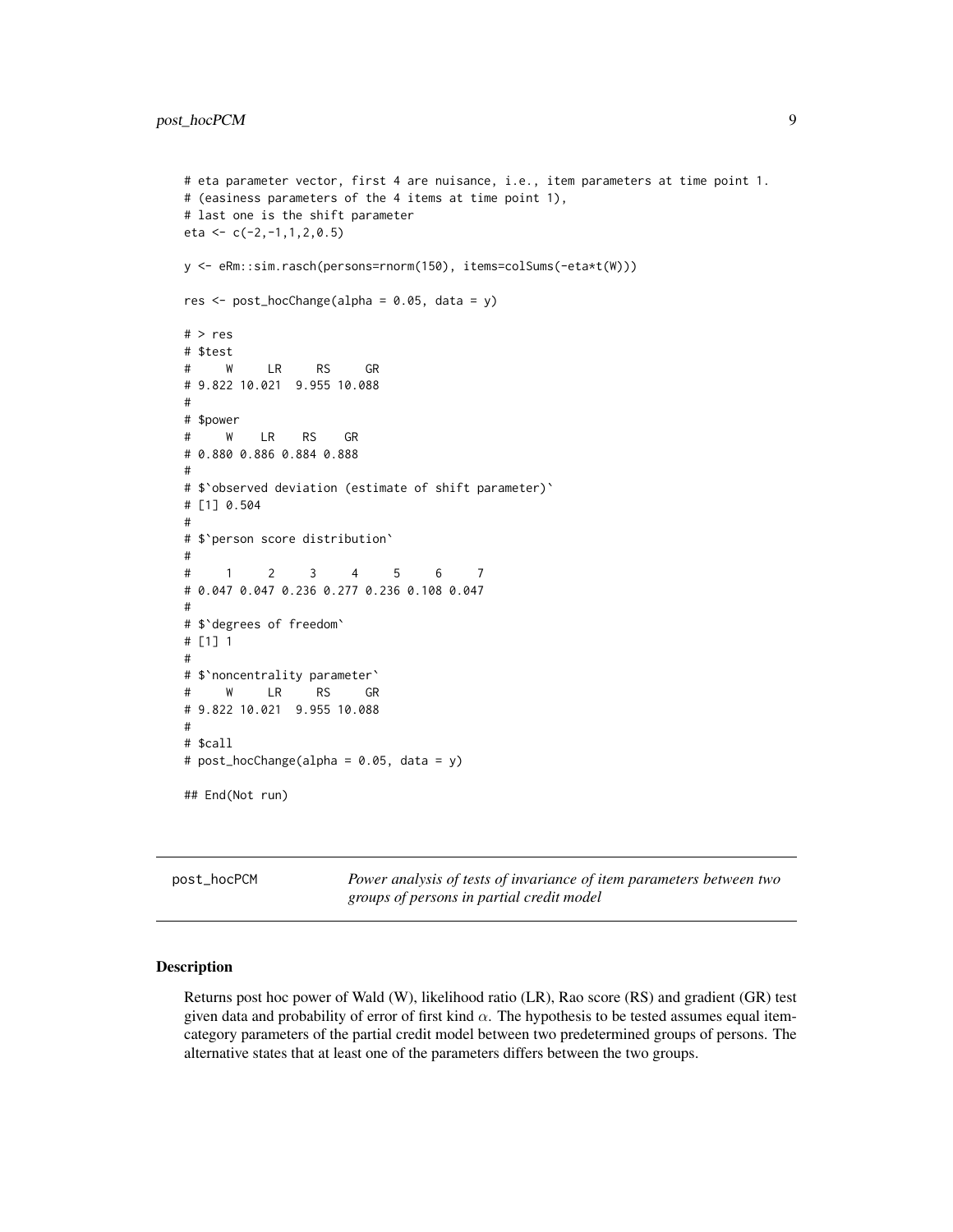```
# eta parameter vector, first 4 are nuisance, i.e., item parameters at time point 1.
# (easiness parameters of the 4 items at time point 1),
# last one is the shift parameter
eta <- c(-2,-1,1,2,0.5)

y <- eRm::sim.rasch(persons=rnorm(150), items=colSums(-eta*t(W)))

res <- post_hocChange(alpha = 0.05, data = y)

# > res
# $test
#      W     LR     RS     GR
# 9.822 10.021  9.955 10.088
#
# $power
#     W    LR    RS    GR
# 0.880 0.886 0.884 0.888
#
# $`observed deviation (estimate of shift parameter)`
# [1] 0.504
#
# $`person score distribution`
#
#     1     2     3     4     5     6     7
# 0.047 0.047 0.236 0.277 0.236 0.108 0.047
#
# $`degrees of freedom`
# [1] 1
#
# $`noncentrality parameter`
#      W     LR     RS     GR
# 9.822 10.021  9.955 10.088
#
# $call
# post_hocChange(alpha = 0.05, data = y)

## End(Not run)
```

---

**post_hocPCM** — *Power analysis of tests of invariance of item parameters between two groups of persons in partial credit model*

---

## Description

Returns post hoc power of Wald (W), likelihood ratio (LR), Rao score (RS) and gradient (GR) test given data and probability of error of first kind $\alpha$. The hypothesis to be tested assumes equal item-category parameters of the partial credit model between two predetermined groups of persons. The alternative states that at least one of the parameters differs between the two groups.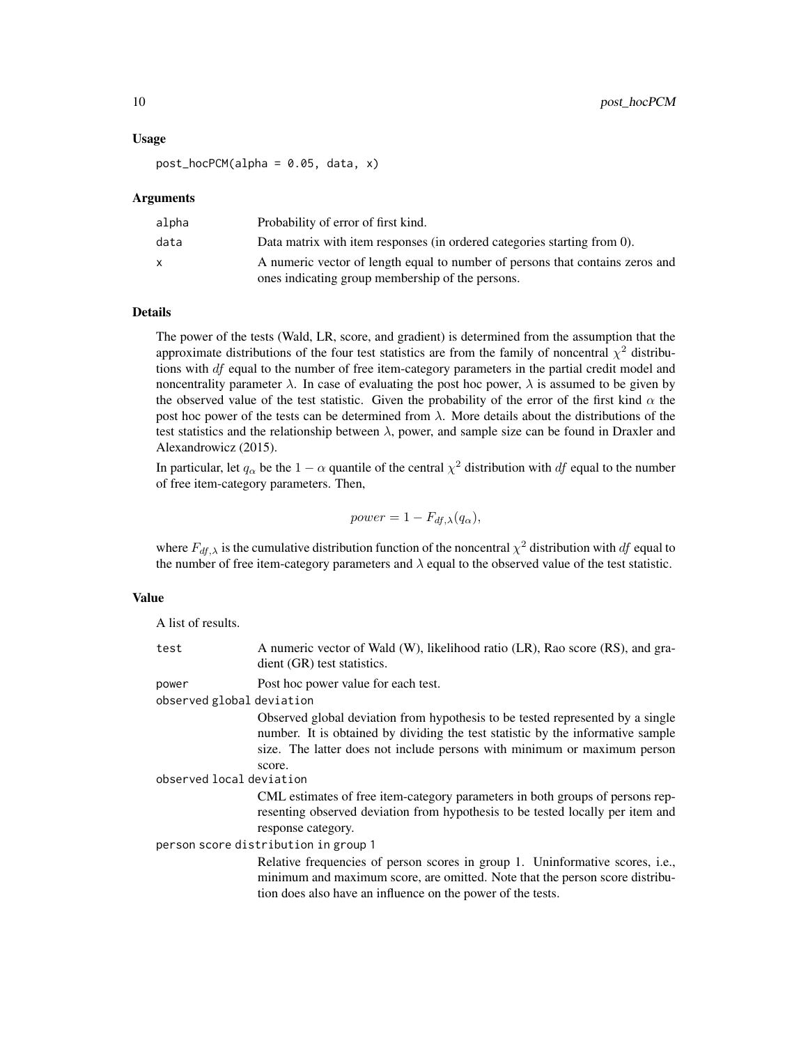## Usage

```
post_hocPCM(alpha = 0.05, data, x)
```

## Arguments

| | |
|---|---|
| alpha | Probability of error of first kind. |
| data | Data matrix with item responses (in ordered categories starting from 0). |
| x | A numeric vector of length equal to number of persons that contains zeros and ones indicating group membership of the persons. |

## Details

The power of the tests (Wald, LR, score, and gradient) is determined from the assumption that the approximate distributions of the four test statistics are from the family of noncentral $\chi^2$ distributions with $df$ equal to the number of free item-category parameters in the partial credit model and noncentrality parameter $\lambda$. In case of evaluating the post hoc power, $\lambda$ is assumed to be given by the observed value of the test statistic. Given the probability of the error of the first kind $\alpha$ the post hoc power of the tests can be determined from $\lambda$. More details about the distributions of the test statistics and the relationship between $\lambda$, power, and sample size can be found in Draxler and Alexandrowicz (2015).

In particular, let $q_\alpha$ be the $1 - \alpha$ quantile of the central $\chi^2$ distribution with $df$ equal to the number of free item-category parameters. Then,

$$power = 1 - F_{df,\lambda}(q_\alpha),$$

where $F_{df,\lambda}$ is the cumulative distribution function of the noncentral $\chi^2$ distribution with $df$ equal to the number of free item-category parameters and $\lambda$ equal to the observed value of the test statistic.

## Value

A list of results.

| | |
|---|---|
| test | A numeric vector of Wald (W), likelihood ratio (LR), Rao score (RS), and gradient (GR) test statistics. |
| power | Post hoc power value for each test. |
| observed global deviation | Observed global deviation from hypothesis to be tested represented by a single number. It is obtained by dividing the test statistic by the informative sample size. The latter does not include persons with minimum or maximum person score. |
| observed local deviation | CML estimates of free item-category parameters in both groups of persons representing observed deviation from hypothesis to be tested locally per item and response category. |
| person score distribution in group 1 | Relative frequencies of person scores in group 1. Uninformative scores, i.e., minimum and maximum score, are omitted. Note that the person score distribution does also have an influence on the power of the tests. |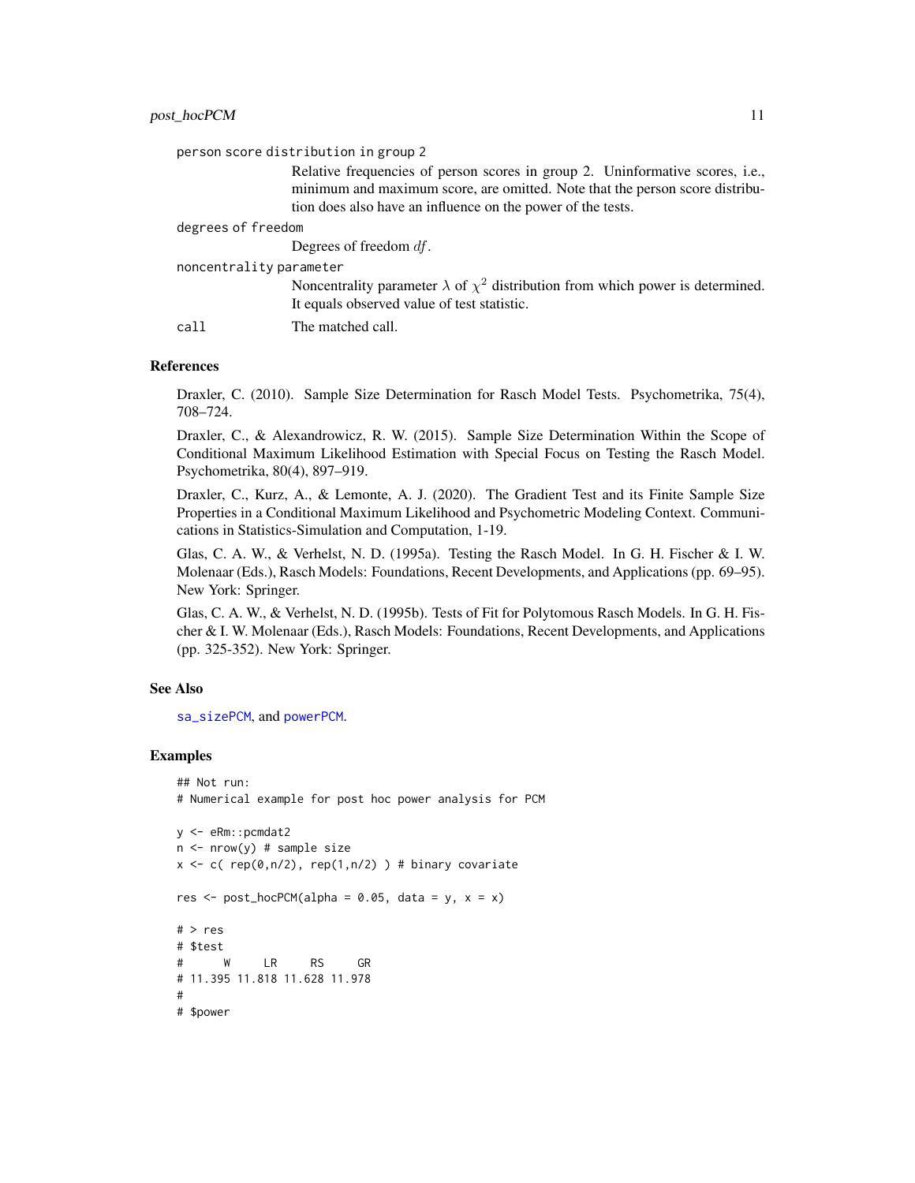person score distribution in group 2
: Relative frequencies of person scores in group 2. Uninformative scores, i.e., minimum and maximum score, are omitted. Note that the person score distribution does also have an influence on the power of the tests.

degrees of freedom
: Degrees of freedom $df$.

noncentrality parameter
: Noncentrality parameter $\lambda$ of $\chi^2$ distribution from which power is determined. It equals observed value of test statistic.

call
: The matched call.

## References

Draxler, C. (2010). Sample Size Determination for Rasch Model Tests. Psychometrika, 75(4), 708–724.

Draxler, C., & Alexandrowicz, R. W. (2015). Sample Size Determination Within the Scope of Conditional Maximum Likelihood Estimation with Special Focus on Testing the Rasch Model. Psychometrika, 80(4), 897–919.

Draxler, C., Kurz, A., & Lemonte, A. J. (2020). The Gradient Test and its Finite Sample Size Properties in a Conditional Maximum Likelihood and Psychometric Modeling Context. Communications in Statistics-Simulation and Computation, 1-19.

Glas, C. A. W., & Verhelst, N. D. (1995a). Testing the Rasch Model. In G. H. Fischer & I. W. Molenaar (Eds.), Rasch Models: Foundations, Recent Developments, and Applications (pp. 69–95). New York: Springer.

Glas, C. A. W., & Verhelst, N. D. (1995b). Tests of Fit for Polytomous Rasch Models. In G. H. Fischer & I. W. Molenaar (Eds.), Rasch Models: Foundations, Recent Developments, and Applications (pp. 325-352). New York: Springer.

## See Also

sa_sizePCM, and powerPCM.

## Examples

```
## Not run:
# Numerical example for post hoc power analysis for PCM

y <- eRm::pcmdat2
n <- nrow(y) # sample size
x <- c( rep(0,n/2), rep(1,n/2) ) # binary covariate

res <- post_hocPCM(alpha = 0.05, data = y, x = x)

# > res
# $test
#      W     LR     RS     GR
# 11.395 11.818 11.628 11.978
#
# $power
```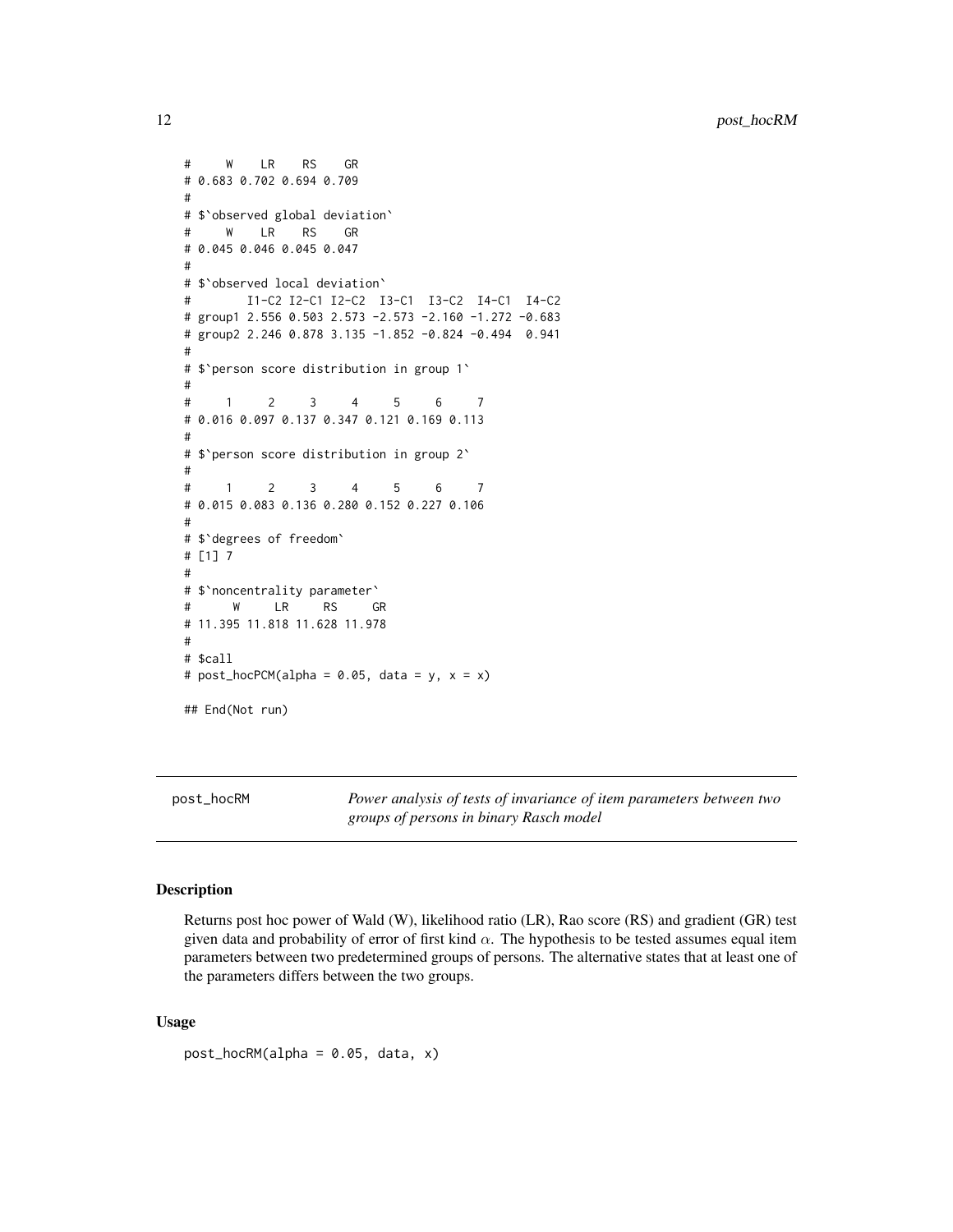```
#     W    LR    RS    GR
# 0.683 0.702 0.694 0.709
#
# $`observed global deviation`
#     W    LR    RS    GR
# 0.045 0.046 0.045 0.047
#
# $`observed local deviation`
#        I1-C2 I2-C1 I2-C2  I3-C1  I3-C2  I4-C1  I4-C2
# group1 2.556 0.503 2.573 -2.573 -2.160 -1.272 -0.683
# group2 2.246 0.878 3.135 -1.852 -0.824 -0.494  0.941
#
# $`person score distribution in group 1`
#
#     1     2     3     4     5     6     7
# 0.016 0.097 0.137 0.347 0.121 0.169 0.113
#
# $`person score distribution in group 2`
#
#     1     2     3     4     5     6     7
# 0.015 0.083 0.136 0.280 0.152 0.227 0.106
#
# $`degrees of freedom`
# [1] 7
#
# $`noncentrality parameter`
#      W     LR     RS     GR
# 11.395 11.818 11.628 11.978
#
# $call
# post_hocPCM(alpha = 0.05, data = y, x = x)

## End(Not run)
```

---

post_hocRM — *Power analysis of tests of invariance of item parameters between two groups of persons in binary Rasch model*

---

## Description

Returns post hoc power of Wald (W), likelihood ratio (LR), Rao score (RS) and gradient (GR) test given data and probability of error of first kind $\alpha$. The hypothesis to be tested assumes equal item parameters between two predetermined groups of persons. The alternative states that at least one of the parameters differs between the two groups.

## Usage

```
post_hocRM(alpha = 0.05, data, x)
```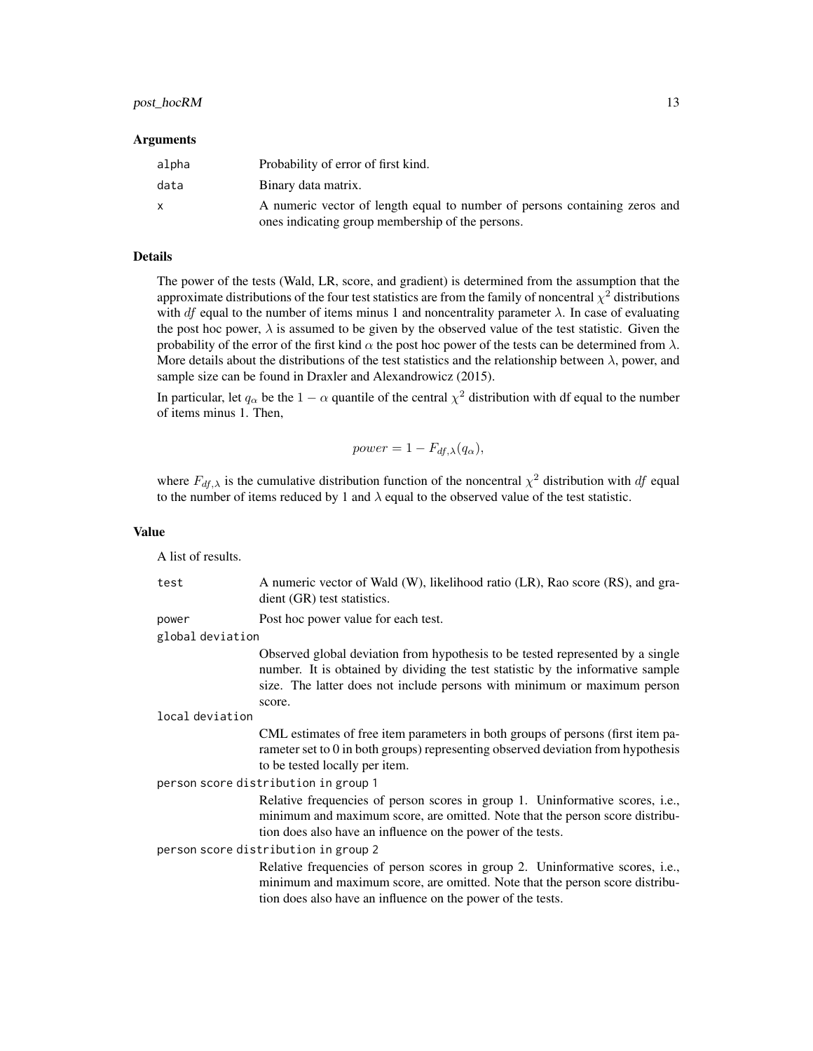### Arguments

| | |
|---|---|
| alpha | Probability of error of first kind. |
| data | Binary data matrix. |
| x | A numeric vector of length equal to number of persons containing zeros and ones indicating group membership of the persons. |

### Details

The power of the tests (Wald, LR, score, and gradient) is determined from the assumption that the approximate distributions of the four test statistics are from the family of noncentral $\chi^2$ distributions with $df$ equal to the number of items minus 1 and noncentrality parameter $\lambda$. In case of evaluating the post hoc power, $\lambda$ is assumed to be given by the observed value of the test statistic. Given the probability of the error of the first kind $\alpha$ the post hoc power of the tests can be determined from $\lambda$. More details about the distributions of the test statistics and the relationship between $\lambda$, power, and sample size can be found in Draxler and Alexandrowicz (2015).

In particular, let $q_\alpha$ be the $1 - \alpha$ quantile of the central $\chi^2$ distribution with df equal to the number of items minus 1. Then,

$$power = 1 - F_{df,\lambda}(q_\alpha),$$

where $F_{df,\lambda}$ is the cumulative distribution function of the noncentral $\chi^2$ distribution with $df$ equal to the number of items reduced by 1 and $\lambda$ equal to the observed value of the test statistic.

### Value

A list of results.

| | |
|---|---|
| test | A numeric vector of Wald (W), likelihood ratio (LR), Rao score (RS), and gradient (GR) test statistics. |
| power | Post hoc power value for each test. |
| global deviation | Observed global deviation from hypothesis to be tested represented by a single number. It is obtained by dividing the test statistic by the informative sample size. The latter does not include persons with minimum or maximum person score. |
| local deviation | CML estimates of free item parameters in both groups of persons (first item parameter set to 0 in both groups) representing observed deviation from hypothesis to be tested locally per item. |
| person score distribution in group 1 | Relative frequencies of person scores in group 1. Uninformative scores, i.e., minimum and maximum score, are omitted. Note that the person score distribution does also have an influence on the power of the tests. |
| person score distribution in group 2 | Relative frequencies of person scores in group 2. Uninformative scores, i.e., minimum and maximum score, are omitted. Note that the person score distribution does also have an influence on the power of the tests. |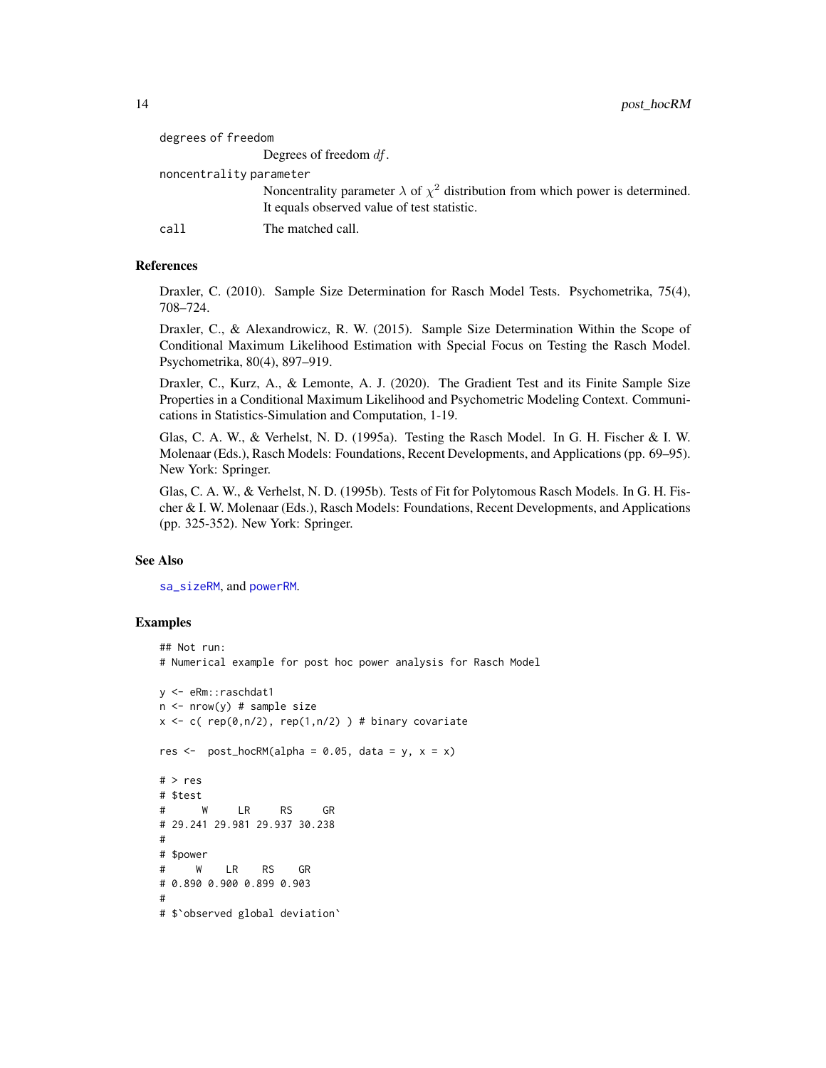degrees of freedom
: Degrees of freedom $df$.

noncentrality parameter
: Noncentrality parameter $\lambda$ of $\chi^2$ distribution from which power is determined. It equals observed value of test statistic.

call
: The matched call.

## References

Draxler, C. (2010). Sample Size Determination for Rasch Model Tests. Psychometrika, 75(4), 708–724.

Draxler, C., & Alexandrowicz, R. W. (2015). Sample Size Determination Within the Scope of Conditional Maximum Likelihood Estimation with Special Focus on Testing the Rasch Model. Psychometrika, 80(4), 897–919.

Draxler, C., Kurz, A., & Lemonte, A. J. (2020). The Gradient Test and its Finite Sample Size Properties in a Conditional Maximum Likelihood and Psychometric Modeling Context. Communications in Statistics-Simulation and Computation, 1-19.

Glas, C. A. W., & Verhelst, N. D. (1995a). Testing the Rasch Model. In G. H. Fischer & I. W. Molenaar (Eds.), Rasch Models: Foundations, Recent Developments, and Applications (pp. 69–95). New York: Springer.

Glas, C. A. W., & Verhelst, N. D. (1995b). Tests of Fit for Polytomous Rasch Models. In G. H. Fischer & I. W. Molenaar (Eds.), Rasch Models: Foundations, Recent Developments, and Applications (pp. 325-352). New York: Springer.

## See Also

sa_sizeRM, and powerRM.

## Examples

```
## Not run:
# Numerical example for post hoc power analysis for Rasch Model

y <- eRm::raschdat1
n <- nrow(y) # sample size
x <- c( rep(0,n/2), rep(1,n/2) ) # binary covariate

res <-  post_hocRM(alpha = 0.05, data = y, x = x)

# > res
# $test
#      W     LR     RS     GR
# 29.241 29.981 29.937 30.238
#
# $power
#     W    LR    RS    GR
# 0.890 0.900 0.899 0.903
#
# $`observed global deviation`
```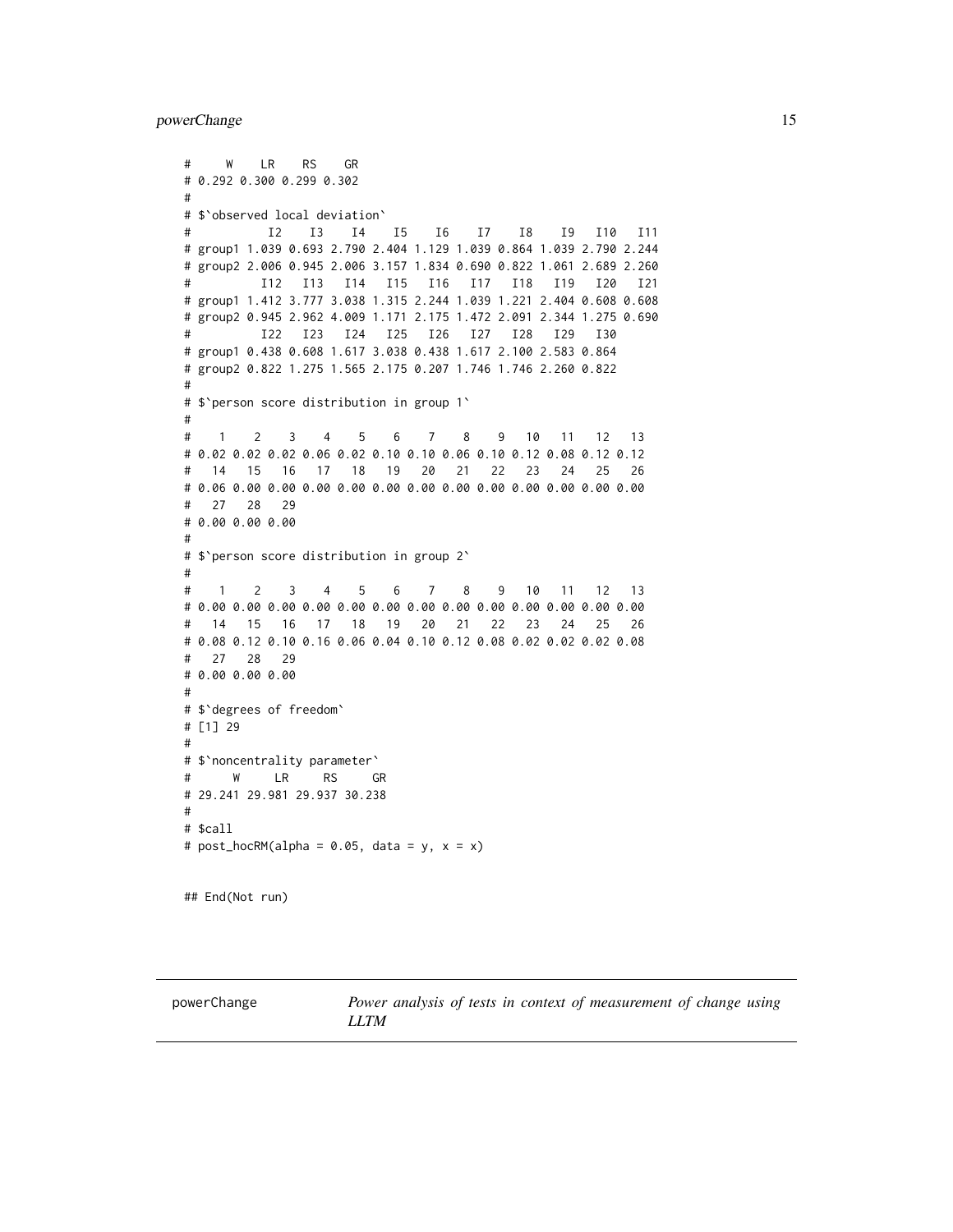```
#     W    LR    RS    GR
# 0.292 0.300 0.299 0.302
#
# $`observed local deviation`
#           I2    I3    I4    I5    I6    I7    I8    I9   I10   I11
# group1 1.039 0.693 2.790 2.404 1.129 1.039 0.864 1.039 2.790 2.244
# group2 2.006 0.945 2.006 3.157 1.834 0.690 0.822 1.061 2.689 2.260
#          I12   I13   I14   I15   I16   I17   I18   I19   I20   I21
# group1 1.412 3.777 3.038 1.315 2.244 1.039 1.221 2.404 0.608 0.608
# group2 0.945 2.962 4.009 1.171 2.175 1.472 2.091 2.344 1.275 0.690
#          I22   I23   I24   I25   I26   I27   I28   I29   I30
# group1 0.438 0.608 1.617 3.038 0.438 1.617 2.100 2.583 0.864
# group2 0.822 1.275 1.565 2.175 0.207 1.746 1.746 2.260 0.822
#
# $`person score distribution in group 1`
#
#    1    2    3    4    5    6    7    8    9   10   11   12   13
# 0.02 0.02 0.02 0.06 0.02 0.10 0.10 0.06 0.10 0.12 0.08 0.12 0.12
#   14   15   16   17   18   19   20   21   22   23   24   25   26
# 0.06 0.00 0.00 0.00 0.00 0.00 0.00 0.00 0.00 0.00 0.00 0.00 0.00
#   27   28   29
# 0.00 0.00 0.00
#
# $`person score distribution in group 2`
#
#    1    2    3    4    5    6    7    8    9   10   11   12   13
# 0.00 0.00 0.00 0.00 0.00 0.00 0.00 0.00 0.00 0.00 0.00 0.00 0.00
#   14   15   16   17   18   19   20   21   22   23   24   25   26
# 0.08 0.12 0.10 0.16 0.06 0.04 0.10 0.12 0.08 0.02 0.02 0.02 0.08
#   27   28   29
# 0.00 0.00 0.00
#
# $`degrees of freedom`
# [1] 29
#
# $`noncentrality parameter`
#      W     LR     RS     GR
# 29.241 29.981 29.937 30.238
#
# $call
# post_hocRM(alpha = 0.05, data = y, x = x)


## End(Not run)
```

---

**powerChange** *Power analysis of tests in context of measurement of change using LLTM*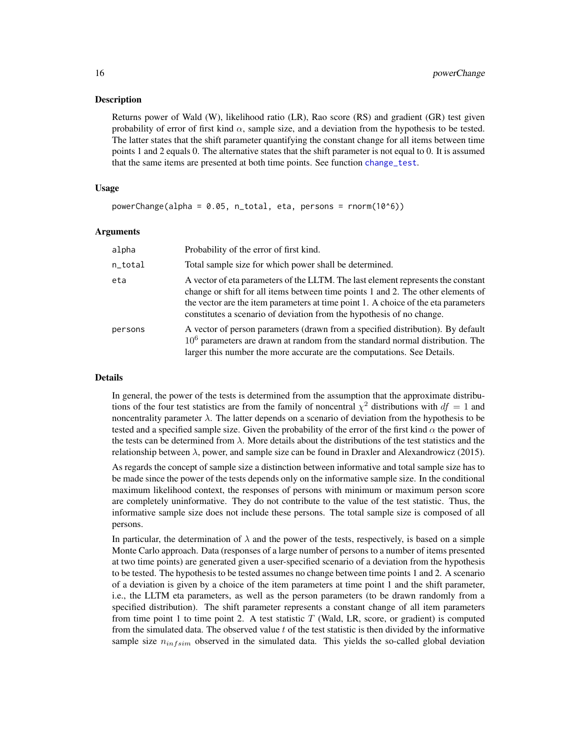## Description

Returns power of Wald (W), likelihood ratio (LR), Rao score (RS) and gradient (GR) test given probability of error of first kind $\alpha$, sample size, and a deviation from the hypothesis to be tested. The latter states that the shift parameter quantifying the constant change for all items between time points 1 and 2 equals 0. The alternative states that the shift parameter is not equal to 0. It is assumed that the same items are presented at both time points. See function change_test.

## Usage

```
powerChange(alpha = 0.05, n_total, eta, persons = rnorm(10^6))
```

## Arguments

| | |
|---|---|
| alpha | Probability of the error of first kind. |
| n_total | Total sample size for which power shall be determined. |
| eta | A vector of eta parameters of the LLTM. The last element represents the constant change or shift for all items between time points 1 and 2. The other elements of the vector are the item parameters at time point 1. A choice of the eta parameters constitutes a scenario of deviation from the hypothesis of no change. |
| persons | A vector of person parameters (drawn from a specified distribution). By default $10^6$ parameters are drawn at random from the standard normal distribution. The larger this number the more accurate are the computations. See Details. |

## Details

In general, the power of the tests is determined from the assumption that the approximate distributions of the four test statistics are from the family of noncentral $\chi^2$ distributions with $df = 1$ and noncentrality parameter $\lambda$. The latter depends on a scenario of deviation from the hypothesis to be tested and a specified sample size. Given the probability of the error of the first kind $\alpha$ the power of the tests can be determined from $\lambda$. More details about the distributions of the test statistics and the relationship between $\lambda$, power, and sample size can be found in Draxler and Alexandrowicz (2015).

As regards the concept of sample size a distinction between informative and total sample size has to be made since the power of the tests depends only on the informative sample size. In the conditional maximum likelihood context, the responses of persons with minimum or maximum person score are completely uninformative. They do not contribute to the value of the test statistic. Thus, the informative sample size does not include these persons. The total sample size is composed of all persons.

In particular, the determination of $\lambda$ and the power of the tests, respectively, is based on a simple Monte Carlo approach. Data (responses of a large number of persons to a number of items presented at two time points) are generated given a user-specified scenario of a deviation from the hypothesis to be tested. The hypothesis to be tested assumes no change between time points 1 and 2. A scenario of a deviation is given by a choice of the item parameters at time point 1 and the shift parameter, i.e., the LLTM eta parameters, as well as the person parameters (to be drawn randomly from a specified distribution). The shift parameter represents a constant change of all item parameters from time point 1 to time point 2. A test statistic $T$ (Wald, LR, score, or gradient) is computed from the simulated data. The observed value $t$ of the test statistic is then divided by the informative sample size $n_{infsim}$ observed in the simulated data. This yields the so-called global deviation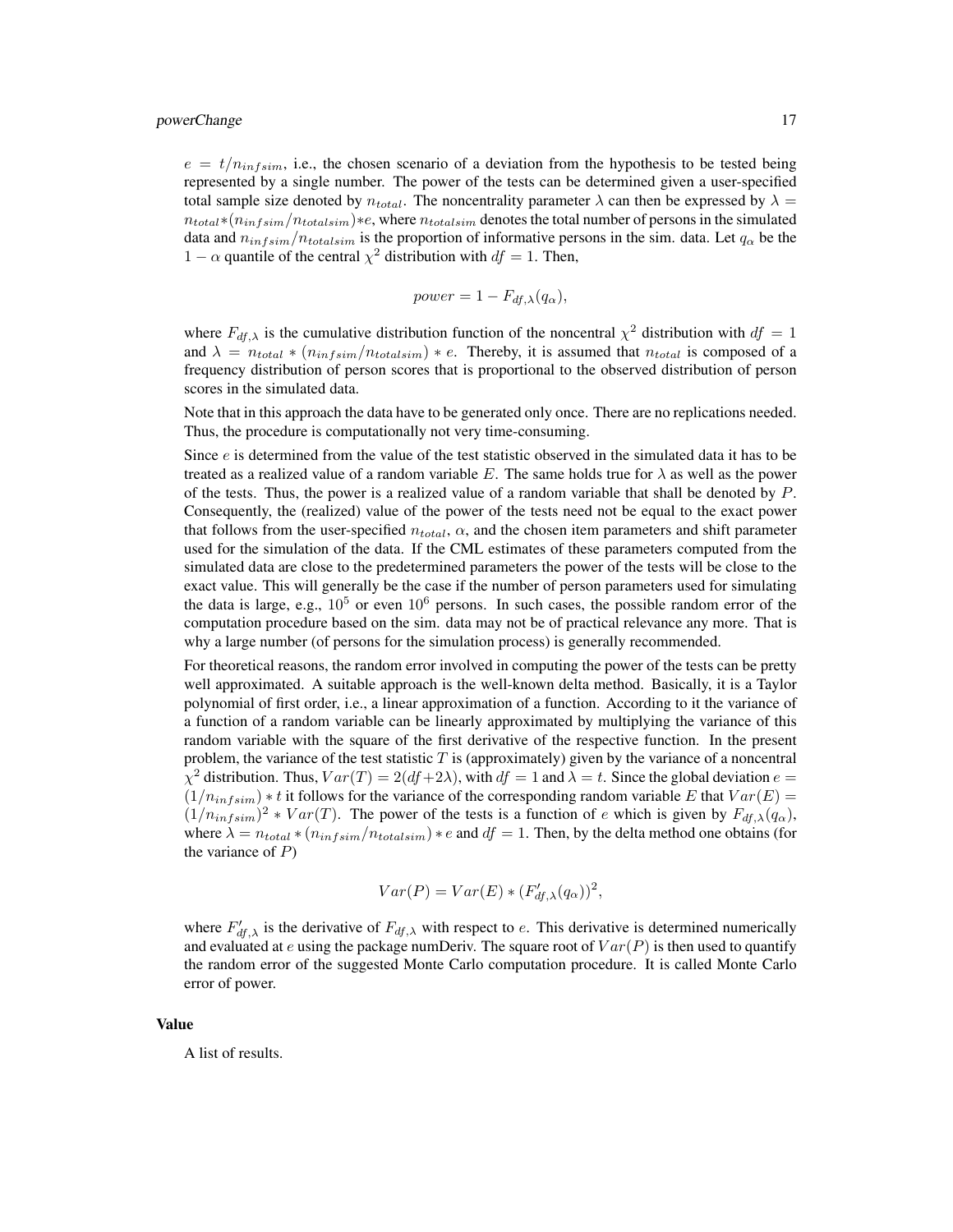$e = t/n_{infsim}$, i.e., the chosen scenario of a deviation from the hypothesis to be tested being represented by a single number. The power of the tests can be determined given a user-specified total sample size denoted by $n_{total}$. The noncentrality parameter $\lambda$ can then be expressed by $\lambda = n_{total} * (n_{infsim}/n_{totalsim}) * e$, where $n_{totalsim}$ denotes the total number of persons in the simulated data and $n_{infsim}/n_{totalsim}$ is the proportion of informative persons in the sim. data. Let $q_\alpha$ be the $1 - \alpha$ quantile of the central $\chi^2$ distribution with $df = 1$. Then,

$$power = 1 - F_{df,\lambda}(q_\alpha),$$

where $F_{df,\lambda}$ is the cumulative distribution function of the noncentral $\chi^2$ distribution with $df = 1$ and $\lambda = n_{total} * (n_{infsim}/n_{totalsim}) * e$. Thereby, it is assumed that $n_{total}$ is composed of a frequency distribution of person scores that is proportional to the observed distribution of person scores in the simulated data.

Note that in this approach the data have to be generated only once. There are no replications needed. Thus, the procedure is computationally not very time-consuming.

Since $e$ is determined from the value of the test statistic observed in the simulated data it has to be treated as a realized value of a random variable $E$. The same holds true for $\lambda$ as well as the power of the tests. Thus, the power is a realized value of a random variable that shall be denoted by $P$. Consequently, the (realized) value of the power of the tests need not be equal to the exact power that follows from the user-specified $n_{total}$, $\alpha$, and the chosen item parameters and shift parameter used for the simulation of the data. If the CML estimates of these parameters computed from the simulated data are close to the predetermined parameters the power of the tests will be close to the exact value. This will generally be the case if the number of person parameters used for simulating the data is large, e.g., $10^5$ or even $10^6$ persons. In such cases, the possible random error of the computation procedure based on the sim. data may not be of practical relevance any more. That is why a large number (of persons for the simulation process) is generally recommended.

For theoretical reasons, the random error involved in computing the power of the tests can be pretty well approximated. A suitable approach is the well-known delta method. Basically, it is a Taylor polynomial of first order, i.e., a linear approximation of a function. According to it the variance of a function of a random variable can be linearly approximated by multiplying the variance of this random variable with the square of the first derivative of the respective function. In the present problem, the variance of the test statistic $T$ is (approximately) given by the variance of a noncentral $\chi^2$ distribution. Thus, $Var(T) = 2(df + 2\lambda)$, with $df = 1$ and $\lambda = t$. Since the global deviation $e = (1/n_{infsim}) * t$ it follows for the variance of the corresponding random variable $E$ that $Var(E) = (1/n_{infsim})^2 * Var(T)$. The power of the tests is a function of $e$ which is given by $F_{df,\lambda}(q_\alpha)$, where $\lambda = n_{total} * (n_{infsim}/n_{totalsim}) * e$ and $df = 1$. Then, by the delta method one obtains (for the variance of $P$)

$$Var(P) = Var(E) * (F'_{df,\lambda}(q_\alpha))^2,$$

where $F'_{df,\lambda}$ is the derivative of $F_{df,\lambda}$ with respect to $e$. This derivative is determined numerically and evaluated at $e$ using the package numDeriv. The square root of $Var(P)$ is then used to quantify the random error of the suggested Monte Carlo computation procedure. It is called Monte Carlo error of power.

## Value

A list of results.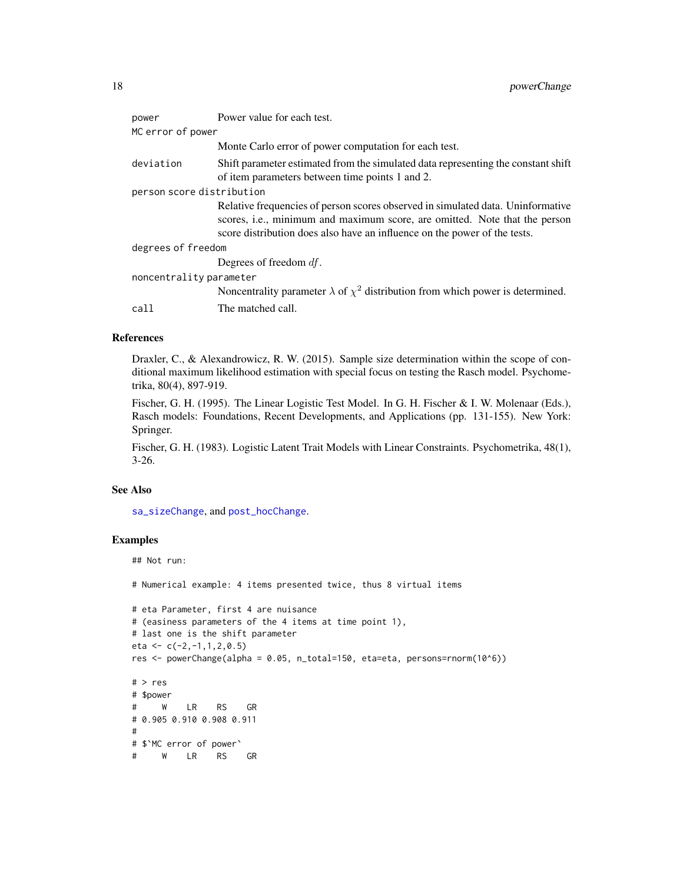`power` Power value for each test.

`MC error of power`
Monte Carlo error of power computation for each test.

`deviation` Shift parameter estimated from the simulated data representing the constant shift of item parameters between time points 1 and 2.

`person score distribution`
Relative frequencies of person scores observed in simulated data. Uninformative scores, i.e., minimum and maximum score, are omitted. Note that the person score distribution does also have an influence on the power of the tests.

`degrees of freedom`
Degrees of freedom $df$.

`noncentrality parameter`
Noncentrality parameter $\lambda$ of $\chi^2$ distribution from which power is determined.

`call` The matched call.

### References

Draxler, C., & Alexandrowicz, R. W. (2015). Sample size determination within the scope of conditional maximum likelihood estimation with special focus on testing the Rasch model. Psychometrika, 80(4), 897-919.

Fischer, G. H. (1995). The Linear Logistic Test Model. In G. H. Fischer & I. W. Molenaar (Eds.), Rasch models: Foundations, Recent Developments, and Applications (pp. 131-155). New York: Springer.

Fischer, G. H. (1983). Logistic Latent Trait Models with Linear Constraints. Psychometrika, 48(1), 3-26.

### See Also

`sa_sizeChange`, and `post_hocChange`.

### Examples

```
## Not run:

# Numerical example: 4 items presented twice, thus 8 virtual items

# eta Parameter, first 4 are nuisance
# (easiness parameters of the 4 items at time point 1),
# last one is the shift parameter
eta <- c(-2,-1,1,2,0.5)
res <- powerChange(alpha = 0.05, n_total=150, eta=eta, persons=rnorm(10^6))

# > res
# $power
#     W    LR    RS    GR
# 0.905 0.910 0.908 0.911
#
# $`MC error of power`
#     W    LR    RS    GR
```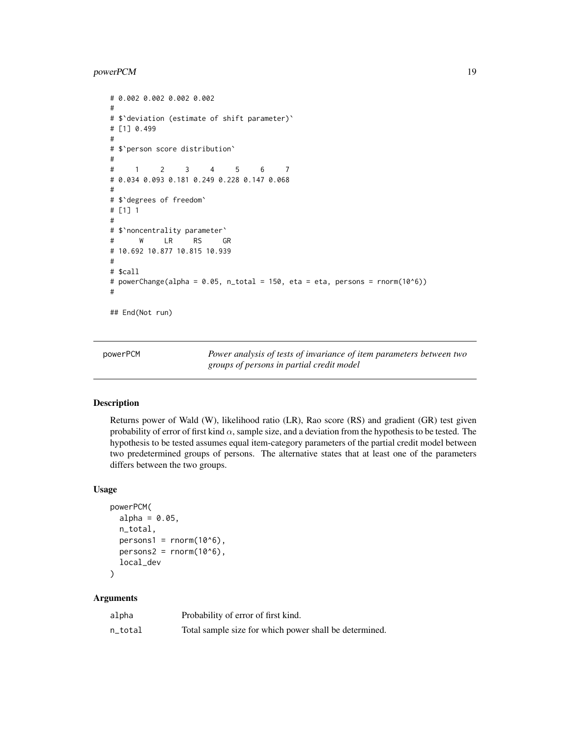```
# 0.002 0.002 0.002 0.002
#
# $`deviation (estimate of shift parameter)`
# [1] 0.499
#
# $`person score distribution`
#
#     1     2     3     4     5     6     7
# 0.034 0.093 0.181 0.249 0.228 0.147 0.068
#
# $`degrees of freedom`
# [1] 1
#
# $`noncentrality parameter`
#      W     LR     RS     GR
# 10.692 10.877 10.815 10.939
#
# $call
# powerChange(alpha = 0.05, n_total = 150, eta = eta, persons = rnorm(10^6))
#

## End(Not run)
```

---

`powerPCM` — *Power analysis of tests of invariance of item parameters between two groups of persons in partial credit model*

---

## Description

Returns power of Wald (W), likelihood ratio (LR), Rao score (RS) and gradient (GR) test given probability of error of first kind $\alpha$, sample size, and a deviation from the hypothesis to be tested. The hypothesis to be tested assumes equal item-category parameters of the partial credit model between two predetermined groups of persons. The alternative states that at least one of the parameters differs between the two groups.

## Usage

```
powerPCM(
  alpha = 0.05,
  n_total,
  persons1 = rnorm(10^6),
  persons2 = rnorm(10^6),
  local_dev
)
```

## Arguments

| | |
|---|---|
| alpha | Probability of error of first kind. |
| n_total | Total sample size for which power shall be determined. |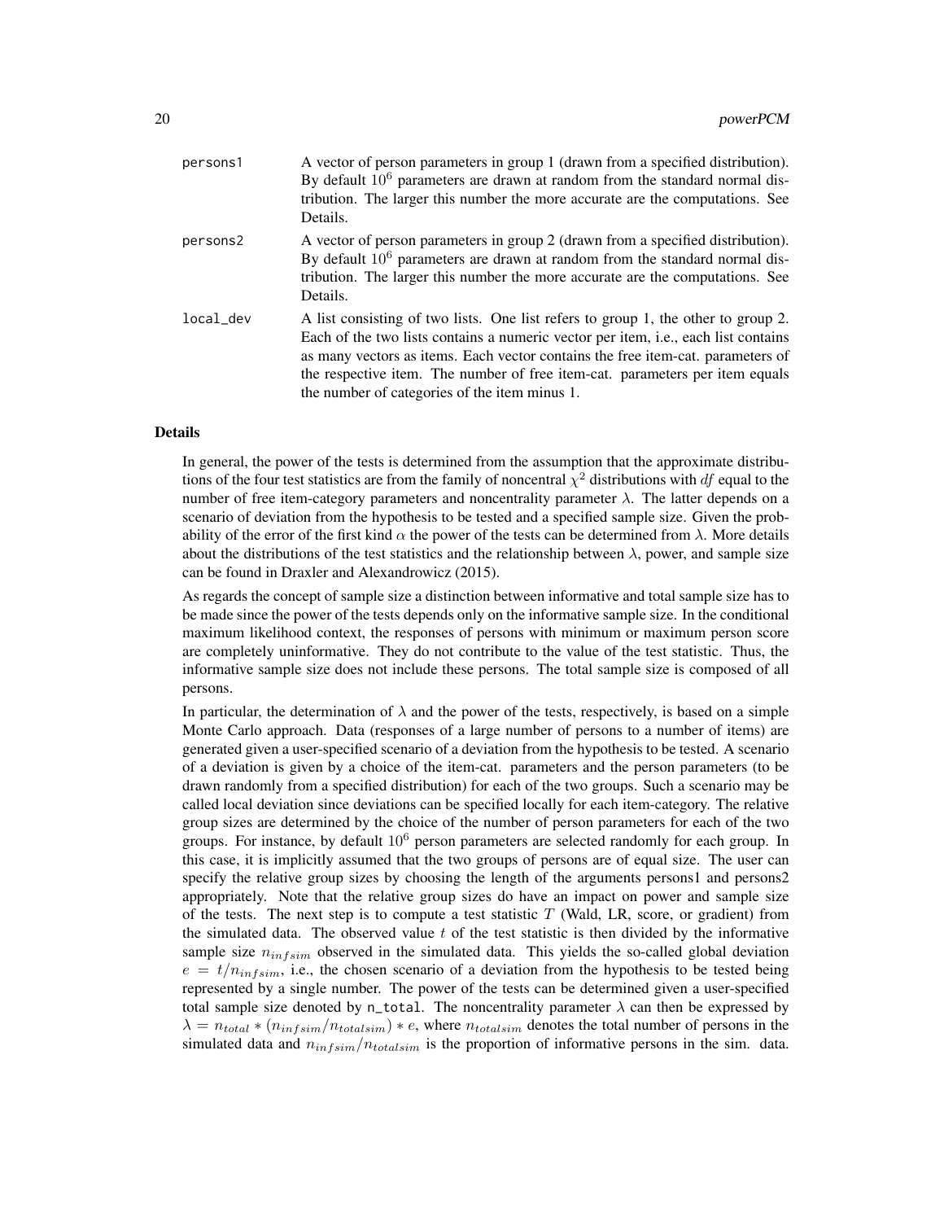| | |
|---|---|
| persons1 | A vector of person parameters in group 1 (drawn from a specified distribution). By default $10^6$ parameters are drawn at random from the standard normal distribution. The larger this number the more accurate are the computations. See Details. |
| persons2 | A vector of person parameters in group 2 (drawn from a specified distribution). By default $10^6$ parameters are drawn at random from the standard normal distribution. The larger this number the more accurate are the computations. See Details. |
| local_dev | A list consisting of two lists. One list refers to group 1, the other to group 2. Each of the two lists contains a numeric vector per item, i.e., each list contains as many vectors as items. Each vector contains the free item-cat. parameters of the respective item. The number of free item-cat. parameters per item equals the number of categories of the item minus 1. |

## Details

In general, the power of the tests is determined from the assumption that the approximate distributions of the four test statistics are from the family of noncentral $\chi^2$ distributions with $df$ equal to the number of free item-category parameters and noncentrality parameter $\lambda$. The latter depends on a scenario of deviation from the hypothesis to be tested and a specified sample size. Given the probability of the error of the first kind $\alpha$ the power of the tests can be determined from $\lambda$. More details about the distributions of the test statistics and the relationship between $\lambda$, power, and sample size can be found in Draxler and Alexandrowicz (2015).

As regards the concept of sample size a distinction between informative and total sample size has to be made since the power of the tests depends only on the informative sample size. In the conditional maximum likelihood context, the responses of persons with minimum or maximum person score are completely uninformative. They do not contribute to the value of the test statistic. Thus, the informative sample size does not include these persons. The total sample size is composed of all persons.

In particular, the determination of $\lambda$ and the power of the tests, respectively, is based on a simple Monte Carlo approach. Data (responses of a large number of persons to a number of items) are generated given a user-specified scenario of a deviation from the hypothesis to be tested. A scenario of a deviation is given by a choice of the item-cat. parameters and the person parameters (to be drawn randomly from a specified distribution) for each of the two groups. Such a scenario may be called local deviation since deviations can be specified locally for each item-category. The relative group sizes are determined by the choice of the number of person parameters for each of the two groups. For instance, by default $10^6$ person parameters are selected randomly for each group. In this case, it is implicitly assumed that the two groups of persons are of equal size. The user can specify the relative group sizes by choosing the length of the arguments persons1 and persons2 appropriately. Note that the relative group sizes do have an impact on power and sample size of the tests. The next step is to compute a test statistic $T$ (Wald, LR, score, or gradient) from the simulated data. The observed value $t$ of the test statistic is then divided by the informative sample size $n_{infsim}$ observed in the simulated data. This yields the so-called global deviation $e = t/n_{infsim}$, i.e., the chosen scenario of a deviation from the hypothesis to be tested being represented by a single number. The power of the tests can be determined given a user-specified total sample size denoted by `n_total`. The noncentrality parameter $\lambda$ can then be expressed by $\lambda = n_{total} * (n_{infsim}/n_{totalsim}) * e$, where $n_{totalsim}$ denotes the total number of persons in the simulated data and $n_{infsim}/n_{totalsim}$ is the proportion of informative persons in the sim. data.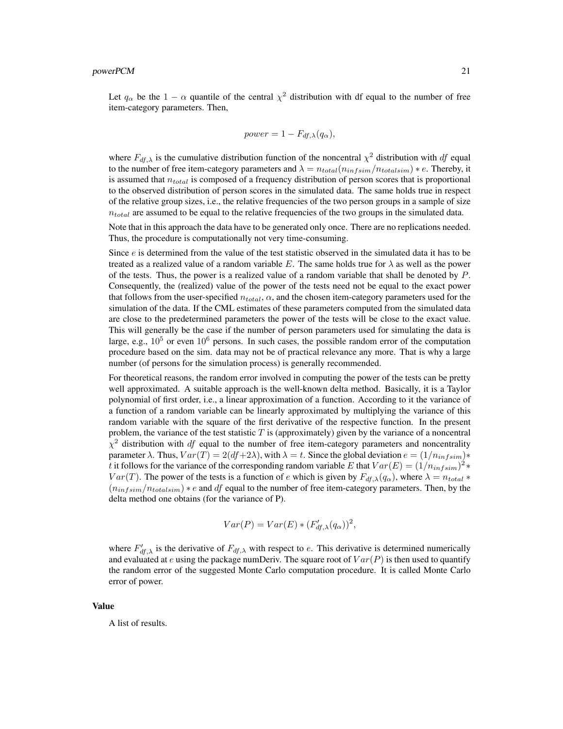Let $q_\alpha$ be the $1 - \alpha$ quantile of the central $\chi^2$ distribution with df equal to the number of free item-category parameters. Then,

$$power = 1 - F_{df,\lambda}(q_\alpha),$$

where $F_{df,\lambda}$ is the cumulative distribution function of the noncentral $\chi^2$ distribution with $df$ equal to the number of free item-category parameters and $\lambda = n_{total}(n_{infsim}/n_{totalsim}) * e$. Thereby, it is assumed that $n_{total}$ is composed of a frequency distribution of person scores that is proportional to the observed distribution of person scores in the simulated data. The same holds true in respect of the relative group sizes, i.e., the relative frequencies of the two person groups in a sample of size $n_{total}$ are assumed to be equal to the relative frequencies of the two groups in the simulated data.

Note that in this approach the data have to be generated only once. There are no replications needed. Thus, the procedure is computationally not very time-consuming.

Since $e$ is determined from the value of the test statistic observed in the simulated data it has to be treated as a realized value of a random variable $E$. The same holds true for $\lambda$ as well as the power of the tests. Thus, the power is a realized value of a random variable that shall be denoted by $P$. Consequently, the (realized) value of the power of the tests need not be equal to the exact power that follows from the user-specified $n_{total}$, $\alpha$, and the chosen item-category parameters used for the simulation of the data. If the CML estimates of these parameters computed from the simulated data are close to the predetermined parameters the power of the tests will be close to the exact value. This will generally be the case if the number of person parameters used for simulating the data is large, e.g., $10^5$ or even $10^6$ persons. In such cases, the possible random error of the computation procedure based on the sim. data may not be of practical relevance any more. That is why a large number (of persons for the simulation process) is generally recommended.

For theoretical reasons, the random error involved in computing the power of the tests can be pretty well approximated. A suitable approach is the well-known delta method. Basically, it is a Taylor polynomial of first order, i.e., a linear approximation of a function. According to it the variance of a function of a random variable can be linearly approximated by multiplying the variance of this random variable with the square of the first derivative of the respective function. In the present problem, the variance of the test statistic $T$ is (approximately) given by the variance of a noncentral $\chi^2$ distribution with $df$ equal to the number of free item-category parameters and noncentrality parameter $\lambda$. Thus, $Var(T) = 2(df + 2\lambda)$, with $\lambda = t$. Since the global deviation $e = (1/n_{infsim}) * t$ it follows for the variance of the corresponding random variable $E$ that $Var(E) = (1/n_{infsim})^2 * Var(T)$. The power of the tests is a function of $e$ which is given by $F_{df,\lambda}(q_\alpha)$, where $\lambda = n_{total} * (n_{infsim}/n_{totalsim}) * e$ and $df$ equal to the number of free item-category parameters. Then, by the delta method one obtains (for the variance of P).

$$Var(P) = Var(E) * (F'_{df,\lambda}(q_\alpha))^2,$$

where $F'_{df,\lambda}$ is the derivative of $F_{df,\lambda}$ with respect to $e$. This derivative is determined numerically and evaluated at $e$ using the package numDeriv. The square root of $Var(P)$ is then used to quantify the random error of the suggested Monte Carlo computation procedure. It is called Monte Carlo error of power.

## Value

A list of results.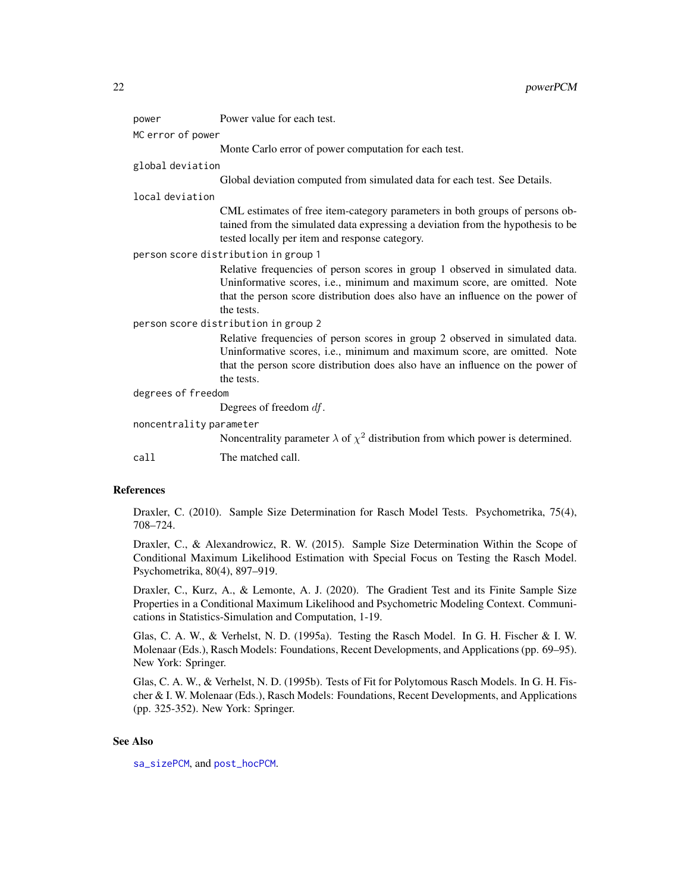`power` Power value for each test.

`MC error of power` Monte Carlo error of power computation for each test.

`global deviation` Global deviation computed from simulated data for each test. See Details.

`local deviation` CML estimates of free item-category parameters in both groups of persons obtained from the simulated data expressing a deviation from the hypothesis to be tested locally per item and response category.

`person score distribution in group 1` Relative frequencies of person scores in group 1 observed in simulated data. Uninformative scores, i.e., minimum and maximum score, are omitted. Note that the person score distribution does also have an influence on the power of the tests.

`person score distribution in group 2` Relative frequencies of person scores in group 2 observed in simulated data. Uninformative scores, i.e., minimum and maximum score, are omitted. Note that the person score distribution does also have an influence on the power of the tests.

`degrees of freedom` Degrees of freedom $df$.

`noncentrality parameter` Noncentrality parameter $\lambda$ of $\chi^2$ distribution from which power is determined.

`call` The matched call.

## References

Draxler, C. (2010). Sample Size Determination for Rasch Model Tests. Psychometrika, 75(4), 708–724.

Draxler, C., & Alexandrowicz, R. W. (2015). Sample Size Determination Within the Scope of Conditional Maximum Likelihood Estimation with Special Focus on Testing the Rasch Model. Psychometrika, 80(4), 897–919.

Draxler, C., Kurz, A., & Lemonte, A. J. (2020). The Gradient Test and its Finite Sample Size Properties in a Conditional Maximum Likelihood and Psychometric Modeling Context. Communications in Statistics-Simulation and Computation, 1-19.

Glas, C. A. W., & Verhelst, N. D. (1995a). Testing the Rasch Model. In G. H. Fischer & I. W. Molenaar (Eds.), Rasch Models: Foundations, Recent Developments, and Applications (pp. 69–95). New York: Springer.

Glas, C. A. W., & Verhelst, N. D. (1995b). Tests of Fit for Polytomous Rasch Models. In G. H. Fischer & I. W. Molenaar (Eds.), Rasch Models: Foundations, Recent Developments, and Applications (pp. 325-352). New York: Springer.

## See Also

`sa_sizePCM`, and `post_hocPCM`.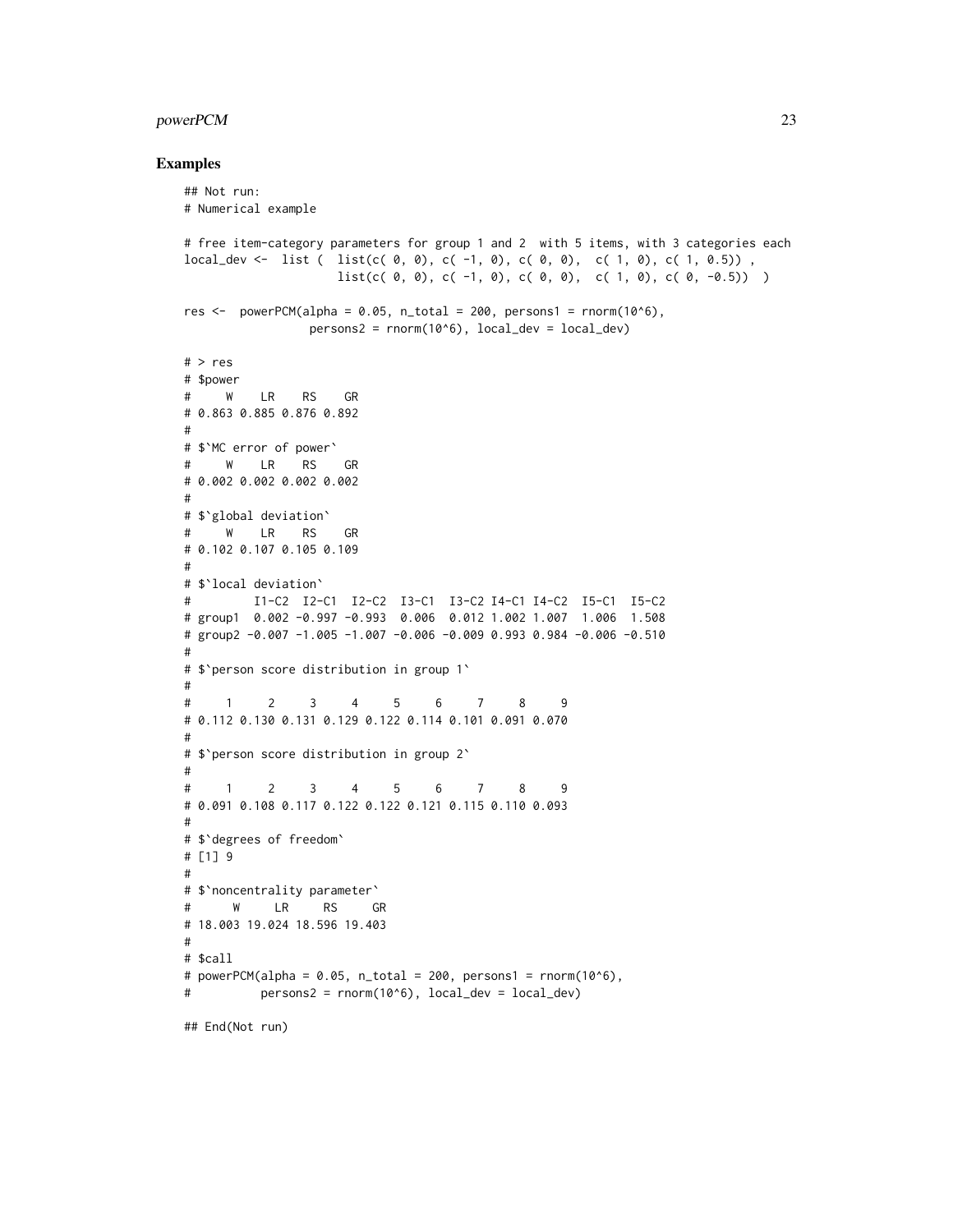## Examples

```
## Not run:
# Numerical example

# free item-category parameters for group 1 and 2  with 5 items, with 3 categories each
local_dev <-  list (  list(c( 0, 0), c( -1, 0), c( 0, 0),  c( 1, 0), c( 1, 0.5)) ,
                      list(c( 0, 0), c( -1, 0), c( 0, 0),  c( 1, 0), c( 0, -0.5))  )

res <-  powerPCM(alpha = 0.05, n_total = 200, persons1 = rnorm(10^6),
                 persons2 = rnorm(10^6), local_dev = local_dev)

# > res
# $power
#     W    LR    RS    GR
# 0.863 0.885 0.876 0.892
#
# $`MC error of power`
#     W    LR    RS    GR
# 0.002 0.002 0.002 0.002
#
# $`global deviation`
#     W    LR    RS    GR
# 0.102 0.107 0.105 0.109
#
# $`local deviation`
#         I1-C2  I2-C1  I2-C2  I3-C1  I3-C2 I4-C1 I4-C2  I5-C1  I5-C2
# group1  0.002 -0.997 -0.993  0.006  0.012 1.002 1.007  1.006  1.508
# group2 -0.007 -1.005 -1.007 -0.006 -0.009 0.993 0.984 -0.006 -0.510
#
# $`person score distribution in group 1`
#
#     1     2     3     4     5     6     7     8     9
# 0.112 0.130 0.131 0.129 0.122 0.114 0.101 0.091 0.070
#
# $`person score distribution in group 2`
#
#     1     2     3     4     5     6     7     8     9
# 0.091 0.108 0.117 0.122 0.122 0.121 0.115 0.110 0.093
#
# $`degrees of freedom`
# [1] 9
#
# $`noncentrality parameter`
#      W     LR     RS     GR
# 18.003 19.024 18.596 19.403
#
# $call
# powerPCM(alpha = 0.05, n_total = 200, persons1 = rnorm(10^6),
#          persons2 = rnorm(10^6), local_dev = local_dev)

## End(Not run)
```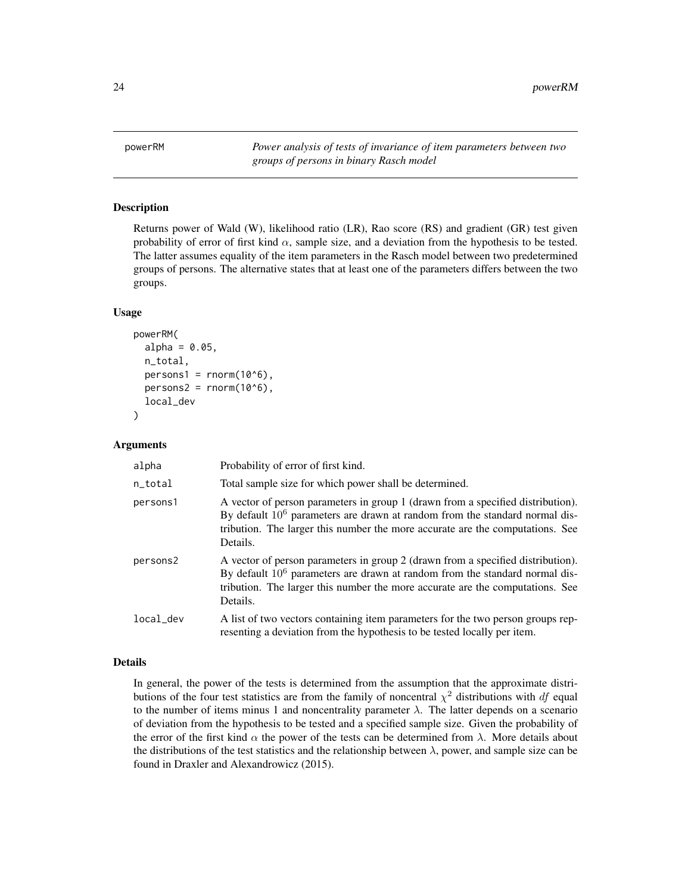powerRM *Power analysis of tests of invariance of item parameters between two groups of persons in binary Rasch model*

## Description

Returns power of Wald (W), likelihood ratio (LR), Rao score (RS) and gradient (GR) test given probability of error of first kind $\alpha$, sample size, and a deviation from the hypothesis to be tested. The latter assumes equality of the item parameters in the Rasch model between two predetermined groups of persons. The alternative states that at least one of the parameters differs between the two groups.

## Usage

```
powerRM(
  alpha = 0.05,
  n_total,
  persons1 = rnorm(10^6),
  persons2 = rnorm(10^6),
  local_dev
)
```

## Arguments

| | |
|---|---|
| alpha | Probability of error of first kind. |
| n_total | Total sample size for which power shall be determined. |
| persons1 | A vector of person parameters in group 1 (drawn from a specified distribution). By default $10^6$ parameters are drawn at random from the standard normal distribution. The larger this number the more accurate are the computations. See Details. |
| persons2 | A vector of person parameters in group 2 (drawn from a specified distribution). By default $10^6$ parameters are drawn at random from the standard normal distribution. The larger this number the more accurate are the computations. See Details. |
| local_dev | A list of two vectors containing item parameters for the two person groups representing a deviation from the hypothesis to be tested locally per item. |

## Details

In general, the power of the tests is determined from the assumption that the approximate distributions of the four test statistics are from the family of noncentral $\chi^2$ distributions with $df$ equal to the number of items minus 1 and noncentrality parameter $\lambda$. The latter depends on a scenario of deviation from the hypothesis to be tested and a specified sample size. Given the probability of the error of the first kind $\alpha$ the power of the tests can be determined from $\lambda$. More details about the distributions of the test statistics and the relationship between $\lambda$, power, and sample size can be found in Draxler and Alexandrowicz (2015).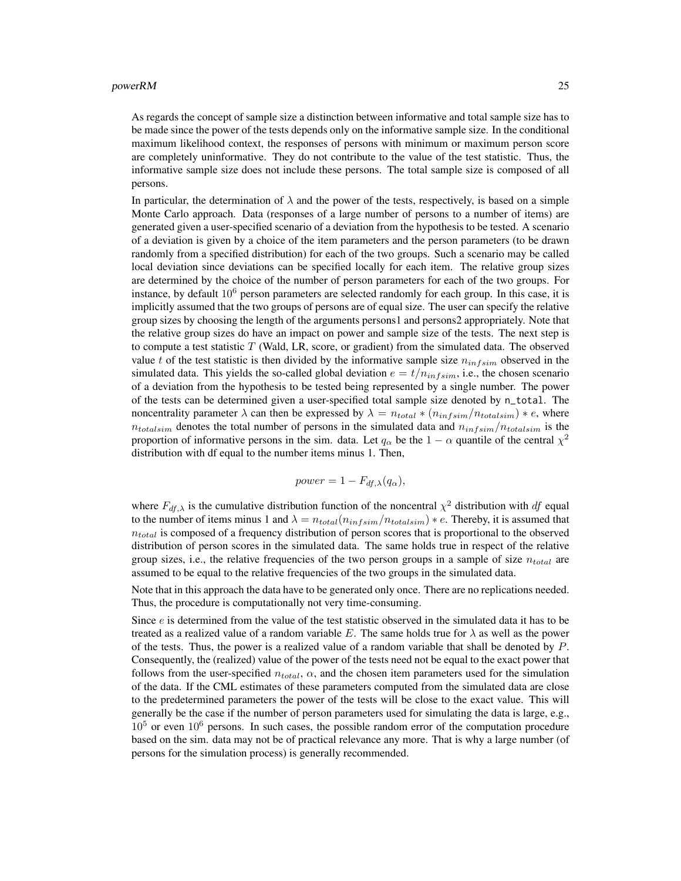As regards the concept of sample size a distinction between informative and total sample size has to be made since the power of the tests depends only on the informative sample size. In the conditional maximum likelihood context, the responses of persons with minimum or maximum person score are completely uninformative. They do not contribute to the value of the test statistic. Thus, the informative sample size does not include these persons. The total sample size is composed of all persons.

In particular, the determination of $\lambda$ and the power of the tests, respectively, is based on a simple Monte Carlo approach. Data (responses of a large number of persons to a number of items) are generated given a user-specified scenario of a deviation from the hypothesis to be tested. A scenario of a deviation is given by a choice of the item parameters and the person parameters (to be drawn randomly from a specified distribution) for each of the two groups. Such a scenario may be called local deviation since deviations can be specified locally for each item. The relative group sizes are determined by the choice of the number of person parameters for each of the two groups. For instance, by default $10^6$ person parameters are selected randomly for each group. In this case, it is implicitly assumed that the two groups of persons are of equal size. The user can specify the relative group sizes by choosing the length of the arguments persons1 and persons2 appropriately. Note that the relative group sizes do have an impact on power and sample size of the tests. The next step is to compute a test statistic $T$ (Wald, LR, score, or gradient) from the simulated data. The observed value $t$ of the test statistic is then divided by the informative sample size $n_{infsim}$ observed in the simulated data. This yields the so-called global deviation $e = t/n_{infsim}$, i.e., the chosen scenario of a deviation from the hypothesis to be tested being represented by a single number. The power of the tests can be determined given a user-specified total sample size denoted by `n_total`. The noncentrality parameter $\lambda$ can then be expressed by $\lambda = n_{total} * (n_{infsim}/n_{totalsim}) * e$, where $n_{totalsim}$ denotes the total number of persons in the simulated data and $n_{infsim}/n_{totalsim}$ is the proportion of informative persons in the sim. data. Let $q_\alpha$ be the $1 - \alpha$ quantile of the central $\chi^2$ distribution with df equal to the number items minus 1. Then,

$$power = 1 - F_{df,\lambda}(q_\alpha),$$

where $F_{df,\lambda}$ is the cumulative distribution function of the noncentral $\chi^2$ distribution with $df$ equal to the number of items minus 1 and $\lambda = n_{total}(n_{infsim}/n_{totalsim}) * e$. Thereby, it is assumed that $n_{total}$ is composed of a frequency distribution of person scores that is proportional to the observed distribution of person scores in the simulated data. The same holds true in respect of the relative group sizes, i.e., the relative frequencies of the two person groups in a sample of size $n_{total}$ are assumed to be equal to the relative frequencies of the two groups in the simulated data.

Note that in this approach the data have to be generated only once. There are no replications needed. Thus, the procedure is computationally not very time-consuming.

Since $e$ is determined from the value of the test statistic observed in the simulated data it has to be treated as a realized value of a random variable $E$. The same holds true for $\lambda$ as well as the power of the tests. Thus, the power is a realized value of a random variable that shall be denoted by $P$. Consequently, the (realized) value of the power of the tests need not be equal to the exact power that follows from the user-specified $n_{total}$, $\alpha$, and the chosen item parameters used for the simulation of the data. If the CML estimates of these parameters computed from the simulated data are close to the predetermined parameters the power of the tests will be close to the exact value. This will generally be the case if the number of person parameters used for simulating the data is large, e.g., $10^5$ or even $10^6$ persons. In such cases, the possible random error of the computation procedure based on the sim. data may not be of practical relevance any more. That is why a large number (of persons for the simulation process) is generally recommended.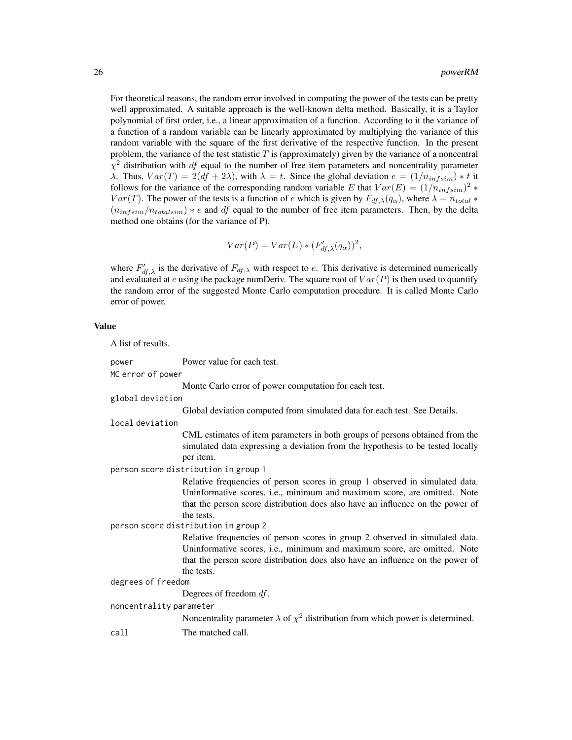For theoretical reasons, the random error involved in computing the power of the tests can be pretty well approximated. A suitable approach is the well-known delta method. Basically, it is a Taylor polynomial of first order, i.e., a linear approximation of a function. According to it the variance of a function of a random variable can be linearly approximated by multiplying the variance of this random variable with the square of the first derivative of the respective function. In the present problem, the variance of the test statistic $T$ is (approximately) given by the variance of a noncentral $\chi^2$ distribution with $df$ equal to the number of free item parameters and noncentrality parameter $\lambda$. Thus, $Var(T) = 2(df + 2\lambda)$, with $\lambda = t$. Since the global deviation $e = (1/n_{infsim}) * t$ it follows for the variance of the corresponding random variable $E$ that $Var(E) = (1/n_{infsim})^2 * Var(T)$. The power of the tests is a function of $e$ which is given by $F_{df,\lambda}(q_\alpha)$, where $\lambda = n_{total} * (n_{infsim}/n_{totalsim}) * e$ and $df$ equal to the number of free item parameters. Then, by the delta method one obtains (for the variance of P).

$$Var(P) = Var(E) * (F'_{df,\lambda}(q_\alpha))^2,$$

where $F'_{df,\lambda}$ is the derivative of $F_{df,\lambda}$ with respect to $e$. This derivative is determined numerically and evaluated at $e$ using the package numDeriv. The square root of $Var(P)$ is then used to quantify the random error of the suggested Monte Carlo computation procedure. It is called Monte Carlo error of power.

## Value

A list of results.

`power` Power value for each test.

`MC error of power`
: Monte Carlo error of power computation for each test.

`global deviation`
: Global deviation computed from simulated data for each test. See Details.

`local deviation`
: CML estimates of item parameters in both groups of persons obtained from the simulated data expressing a deviation from the hypothesis to be tested locally per item.

`person score distribution in group 1`
: Relative frequencies of person scores in group 1 observed in simulated data. Uninformative scores, i.e., minimum and maximum score, are omitted. Note that the person score distribution does also have an influence on the power of the tests.

`person score distribution in group 2`
: Relative frequencies of person scores in group 2 observed in simulated data. Uninformative scores, i.e., minimum and maximum score, are omitted. Note that the person score distribution does also have an influence on the power of the tests.

`degrees of freedom`
: Degrees of freedom $df$.

`noncentrality parameter`
: Noncentrality parameter $\lambda$ of $\chi^2$ distribution from which power is determined.

`call` The matched call.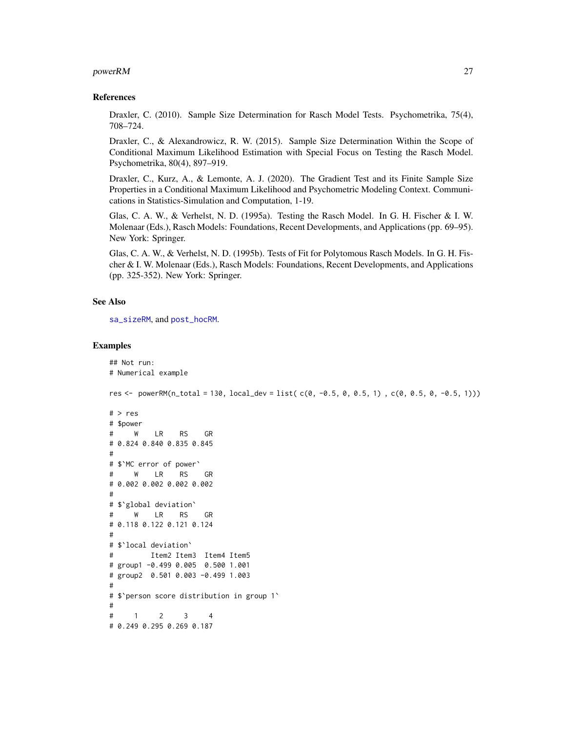### References

Draxler, C. (2010). Sample Size Determination for Rasch Model Tests. Psychometrika, 75(4), 708–724.

Draxler, C., & Alexandrowicz, R. W. (2015). Sample Size Determination Within the Scope of Conditional Maximum Likelihood Estimation with Special Focus on Testing the Rasch Model. Psychometrika, 80(4), 897–919.

Draxler, C., Kurz, A., & Lemonte, A. J. (2020). The Gradient Test and its Finite Sample Size Properties in a Conditional Maximum Likelihood and Psychometric Modeling Context. Communications in Statistics-Simulation and Computation, 1-19.

Glas, C. A. W., & Verhelst, N. D. (1995a). Testing the Rasch Model. In G. H. Fischer & I. W. Molenaar (Eds.), Rasch Models: Foundations, Recent Developments, and Applications (pp. 69–95). New York: Springer.

Glas, C. A. W., & Verhelst, N. D. (1995b). Tests of Fit for Polytomous Rasch Models. In G. H. Fischer & I. W. Molenaar (Eds.), Rasch Models: Foundations, Recent Developments, and Applications (pp. 325-352). New York: Springer.

### See Also

sa_sizeRM, and post_hocRM.

### Examples

```
## Not run:
# Numerical example

res <- powerRM(n_total = 130, local_dev = list( c(0, -0.5, 0, 0.5, 1) , c(0, 0.5, 0, -0.5, 1)))

# > res
# $power
#     W    LR    RS    GR
# 0.824 0.840 0.835 0.845
#
# $`MC error of power`
#     W    LR    RS    GR
# 0.002 0.002 0.002 0.002
#
# $`global deviation`
#     W    LR    RS    GR
# 0.118 0.122 0.121 0.124
#
# $`local deviation`
#         Item2 Item3  Item4 Item5
# group1 -0.499 0.005  0.500 1.001
# group2  0.501 0.003 -0.499 1.003
#
# $`person score distribution in group 1`
#
#     1     2     3     4
# 0.249 0.295 0.269 0.187
```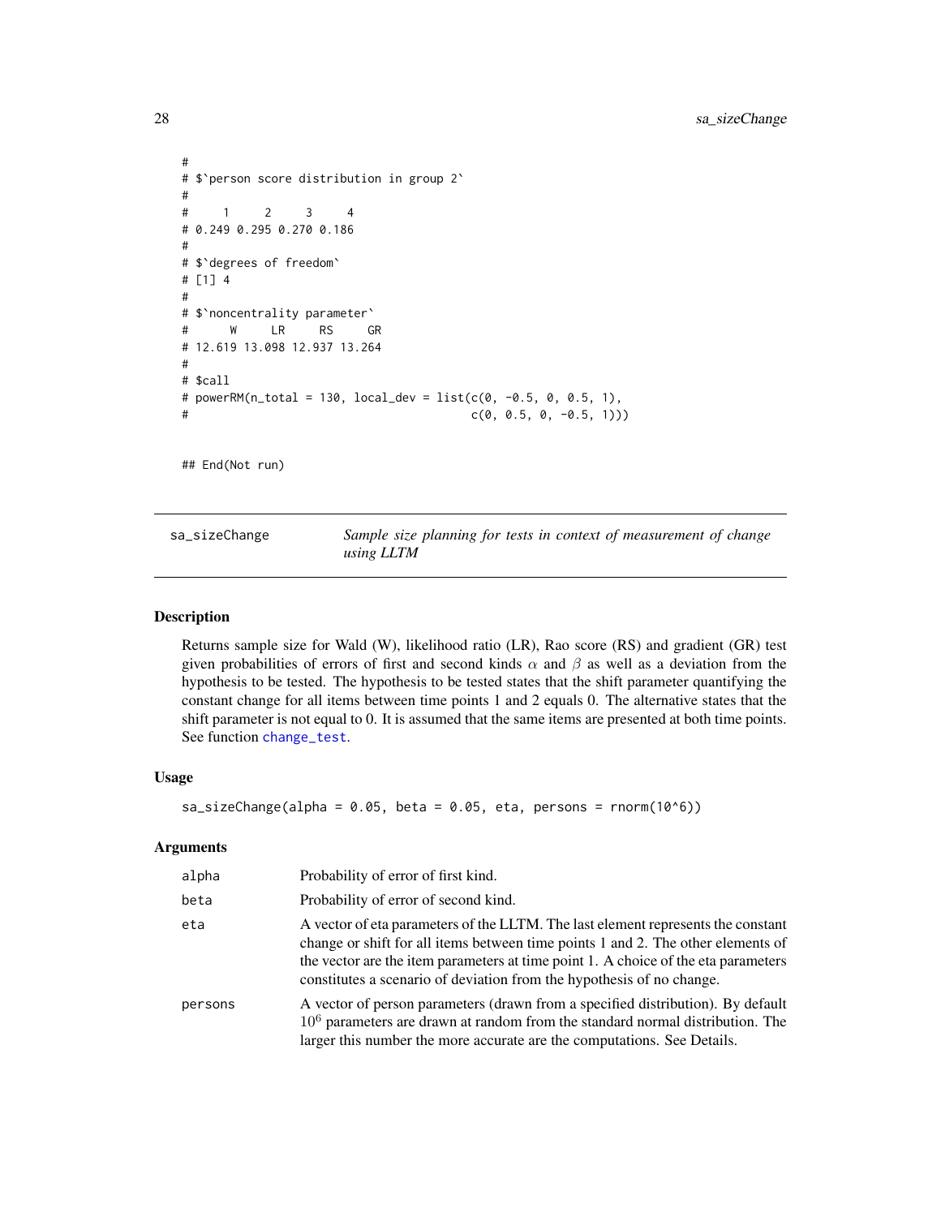```
#
# $`person score distribution in group 2`
#
#     1     2     3     4
# 0.249 0.295 0.270 0.186
#
# $`degrees of freedom`
# [1] 4
#
# $`noncentrality parameter`
#      W     LR     RS     GR
# 12.619 13.098 12.937 13.264
#
# $call
# powerRM(n_total = 130, local_dev = list(c(0, -0.5, 0, 0.5, 1),
#                                        c(0, 0.5, 0, -0.5, 1)))


## End(Not run)
```

---

## sa_sizeChange — *Sample size planning for tests in context of measurement of change using LLTM*

### Description

Returns sample size for Wald (W), likelihood ratio (LR), Rao score (RS) and gradient (GR) test given probabilities of errors of first and second kinds $\alpha$ and $\beta$ as well as a deviation from the hypothesis to be tested. The hypothesis to be tested states that the shift parameter quantifying the constant change for all items between time points 1 and 2 equals 0. The alternative states that the shift parameter is not equal to 0. It is assumed that the same items are presented at both time points. See function change_test.

### Usage

```
sa_sizeChange(alpha = 0.05, beta = 0.05, eta, persons = rnorm(10^6))
```

### Arguments

| Argument | Description |
|---|---|
| alpha | Probability of error of first kind. |
| beta | Probability of error of second kind. |
| eta | A vector of eta parameters of the LLTM. The last element represents the constant change or shift for all items between time points 1 and 2. The other elements of the vector are the item parameters at time point 1. A choice of the eta parameters constitutes a scenario of deviation from the hypothesis of no change. |
| persons | A vector of person parameters (drawn from a specified distribution). By default $10^6$ parameters are drawn at random from the standard normal distribution. The larger this number the more accurate are the computations. See Details. |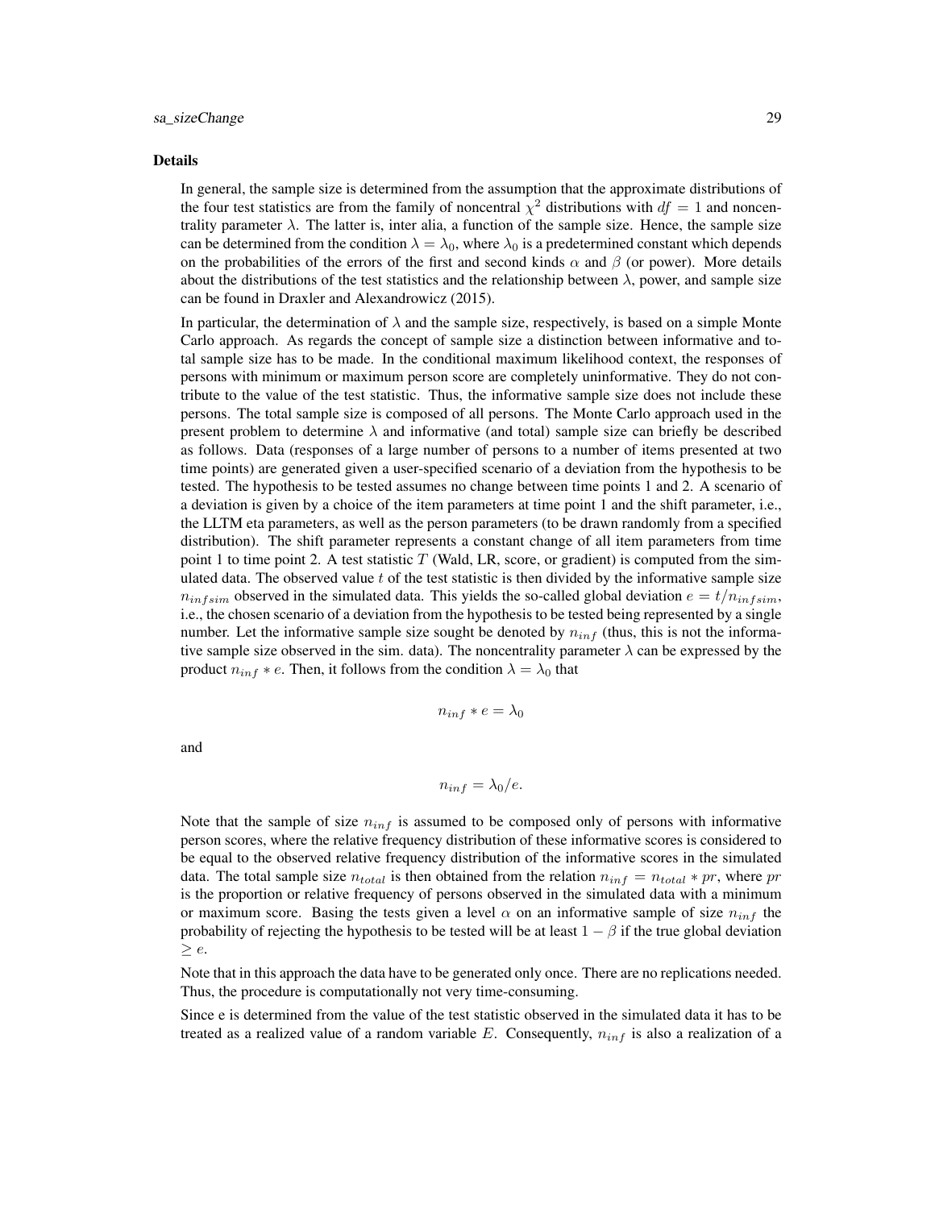### Details

In general, the sample size is determined from the assumption that the approximate distributions of the four test statistics are from the family of noncentral $\chi^2$ distributions with $df = 1$ and noncentrality parameter $\lambda$. The latter is, inter alia, a function of the sample size. Hence, the sample size can be determined from the condition $\lambda = \lambda_0$, where $\lambda_0$ is a predetermined constant which depends on the probabilities of the errors of the first and second kinds $\alpha$ and $\beta$ (or power). More details about the distributions of the test statistics and the relationship between $\lambda$, power, and sample size can be found in Draxler and Alexandrowicz (2015).

In particular, the determination of $\lambda$ and the sample size, respectively, is based on a simple Monte Carlo approach. As regards the concept of sample size a distinction between informative and total sample size has to be made. In the conditional maximum likelihood context, the responses of persons with minimum or maximum person score are completely uninformative. They do not contribute to the value of the test statistic. Thus, the informative sample size does not include these persons. The total sample size is composed of all persons. The Monte Carlo approach used in the present problem to determine $\lambda$ and informative (and total) sample size can briefly be described as follows. Data (responses of a large number of persons to a number of items presented at two time points) are generated given a user-specified scenario of a deviation from the hypothesis to be tested. The hypothesis to be tested assumes no change between time points 1 and 2. A scenario of a deviation is given by a choice of the item parameters at time point 1 and the shift parameter, i.e., the LLTM eta parameters, as well as the person parameters (to be drawn randomly from a specified distribution). The shift parameter represents a constant change of all item parameters from time point 1 to time point 2. A test statistic $T$ (Wald, LR, score, or gradient) is computed from the simulated data. The observed value $t$ of the test statistic is then divided by the informative sample size $n_{infsim}$ observed in the simulated data. This yields the so-called global deviation $e = t/n_{infsim}$, i.e., the chosen scenario of a deviation from the hypothesis to be tested being represented by a single number. Let the informative sample size sought be denoted by $n_{inf}$ (thus, this is not the informative sample size observed in the sim. data). The noncentrality parameter $\lambda$ can be expressed by the product $n_{inf} * e$. Then, it follows from the condition $\lambda = \lambda_0$ that

$$n_{inf} * e = \lambda_0$$

and

$$n_{inf} = \lambda_0/e.$$

Note that the sample of size $n_{inf}$ is assumed to be composed only of persons with informative person scores, where the relative frequency distribution of these informative scores is considered to be equal to the observed relative frequency distribution of the informative scores in the simulated data. The total sample size $n_{total}$ is then obtained from the relation $n_{inf} = n_{total} * pr$, where $pr$ is the proportion or relative frequency of persons observed in the simulated data with a minimum or maximum score. Basing the tests given a level $\alpha$ on an informative sample of size $n_{inf}$ the probability of rejecting the hypothesis to be tested will be at least $1 - \beta$ if the true global deviation $\geq e$.

Note that in this approach the data have to be generated only once. There are no replications needed. Thus, the procedure is computationally not very time-consuming.

Since e is determined from the value of the test statistic observed in the simulated data it has to be treated as a realized value of a random variable $E$. Consequently, $n_{inf}$ is also a realization of a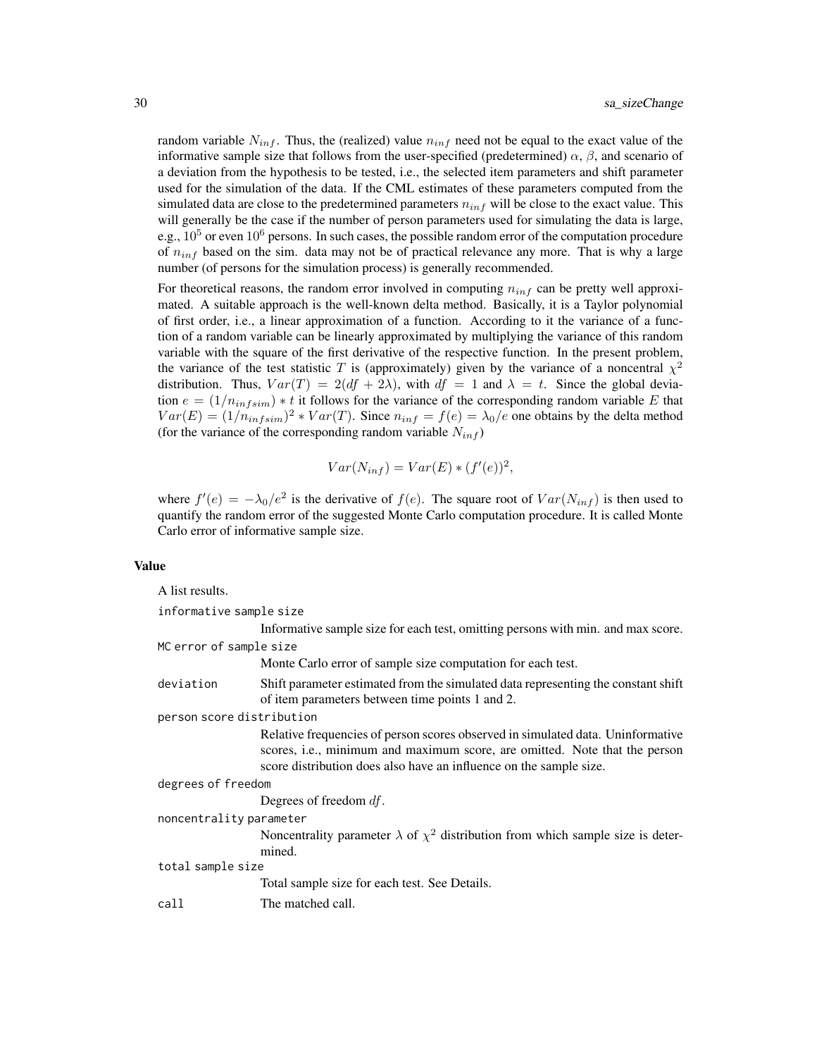random variable $N_{inf}$. Thus, the (realized) value $n_{inf}$ need not be equal to the exact value of the informative sample size that follows from the user-specified (predetermined) $\alpha$, $\beta$, and scenario of a deviation from the hypothesis to be tested, i.e., the selected item parameters and shift parameter used for the simulation of the data. If the CML estimates of these parameters computed from the simulated data are close to the predetermined parameters $n_{inf}$ will be close to the exact value. This will generally be the case if the number of person parameters used for simulating the data is large, e.g., $10^5$ or even $10^6$ persons. In such cases, the possible random error of the computation procedure of $n_{inf}$ based on the sim. data may not be of practical relevance any more. That is why a large number (of persons for the simulation process) is generally recommended.

For theoretical reasons, the random error involved in computing $n_{inf}$ can be pretty well approximated. A suitable approach is the well-known delta method. Basically, it is a Taylor polynomial of first order, i.e., a linear approximation of a function. According to it the variance of a function of a random variable can be linearly approximated by multiplying the variance of this random variable with the square of the first derivative of the respective function. In the present problem, the variance of the test statistic $T$ is (approximately) given by the variance of a noncentral $\chi^2$ distribution. Thus, $Var(T) = 2(df + 2\lambda)$, with $df = 1$ and $\lambda = t$. Since the global deviation $e = (1/n_{infsim}) * t$ it follows for the variance of the corresponding random variable $E$ that $Var(E) = (1/n_{infsim})^2 * Var(T)$. Since $n_{inf} = f(e) = \lambda_0/e$ one obtains by the delta method (for the variance of the corresponding random variable $N_{inf}$)

$$Var(N_{inf}) = Var(E) * (f'(e))^2,$$

where $f'(e) = -\lambda_0/e^2$ is the derivative of $f(e)$. The square root of $Var(N_{inf})$ is then used to quantify the random error of the suggested Monte Carlo computation procedure. It is called Monte Carlo error of informative sample size.

## Value

A list results.

`informative sample size`
: Informative sample size for each test, omitting persons with min. and max score.

`MC error of sample size`
: Monte Carlo error of sample size computation for each test.

`deviation`
: Shift parameter estimated from the simulated data representing the constant shift of item parameters between time points 1 and 2.

`person score distribution`
: Relative frequencies of person scores observed in simulated data. Uninformative scores, i.e., minimum and maximum score, are omitted. Note that the person score distribution does also have an influence on the sample size.

`degrees of freedom`
: Degrees of freedom $df$.

`noncentrality parameter`
: Noncentrality parameter $\lambda$ of $\chi^2$ distribution from which sample size is determined.

`total sample size`
: Total sample size for each test. See Details.

`call`
: The matched call.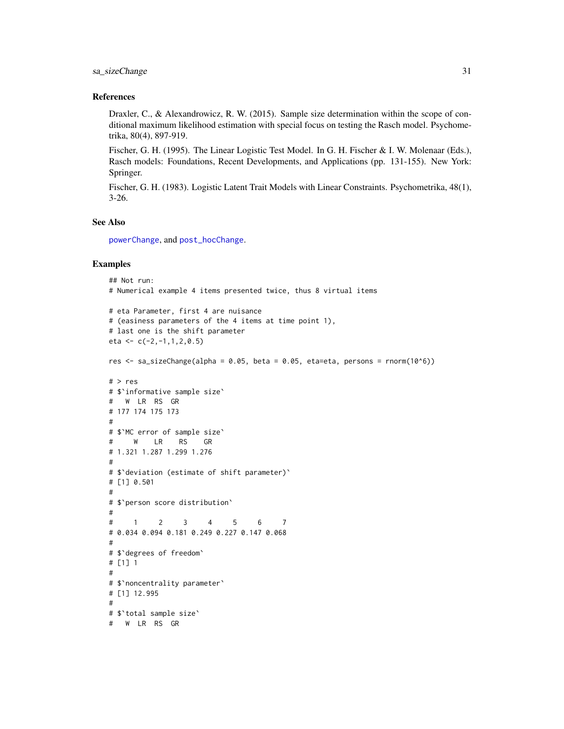### References

Draxler, C., & Alexandrowicz, R. W. (2015). Sample size determination within the scope of conditional maximum likelihood estimation with special focus on testing the Rasch model. Psychometrika, 80(4), 897-919.

Fischer, G. H. (1995). The Linear Logistic Test Model. In G. H. Fischer & I. W. Molenaar (Eds.), Rasch models: Foundations, Recent Developments, and Applications (pp. 131-155). New York: Springer.

Fischer, G. H. (1983). Logistic Latent Trait Models with Linear Constraints. Psychometrika, 48(1), 3-26.

### See Also

powerChange, and post_hocChange.

### Examples

```
## Not run:
# Numerical example 4 items presented twice, thus 8 virtual items

# eta Parameter, first 4 are nuisance
# (easiness parameters of the 4 items at time point 1),
# last one is the shift parameter
eta <- c(-2,-1,1,2,0.5)

res <- sa_sizeChange(alpha = 0.05, beta = 0.05, eta=eta, persons = rnorm(10^6))

# > res
# $`informative sample size`
#   W  LR  RS  GR
# 177 174 175 173
#
# $`MC error of sample size`
#     W    LR    RS    GR
# 1.321 1.287 1.299 1.276
#
# $`deviation (estimate of shift parameter)`
# [1] 0.501
#
# $`person score distribution`
#
#     1     2     3     4     5     6     7
# 0.034 0.094 0.181 0.249 0.227 0.147 0.068
#
# $`degrees of freedom`
# [1] 1
#
# $`noncentrality parameter`
# [1] 12.995
#
# $`total sample size`
#   W  LR  RS  GR
```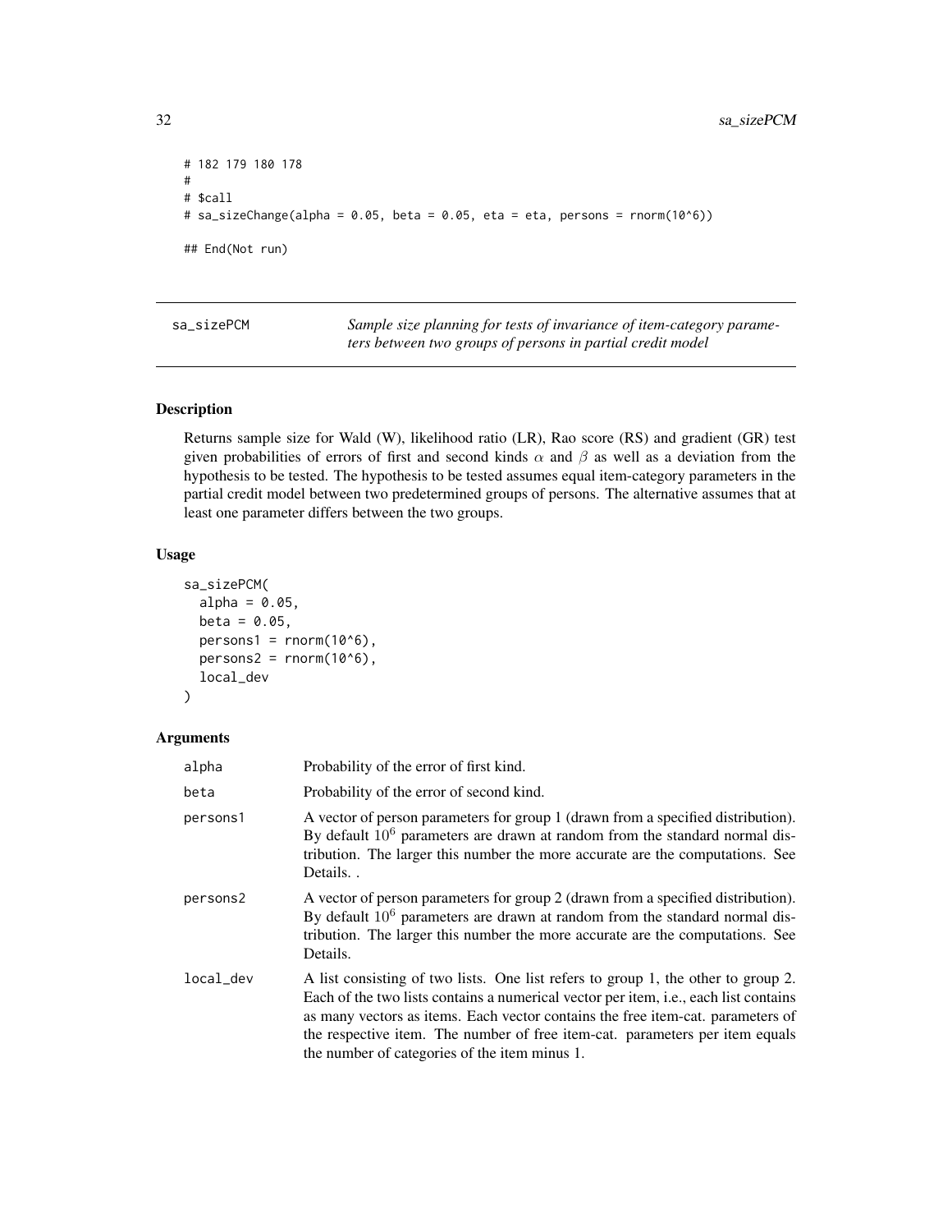```
# 182 179 180 178
#
# $call
# sa_sizeChange(alpha = 0.05, beta = 0.05, eta = eta, persons = rnorm(10^6))

## End(Not run)
```

## sa_sizePCM — *Sample size planning for tests of invariance of item-category parameters between two groups of persons in partial credit model*

### Description

Returns sample size for Wald (W), likelihood ratio (LR), Rao score (RS) and gradient (GR) test given probabilities of errors of first and second kinds $\alpha$ and $\beta$ as well as a deviation from the hypothesis to be tested. The hypothesis to be tested assumes equal item-category parameters in the partial credit model between two predetermined groups of persons. The alternative assumes that at least one parameter differs between the two groups.

### Usage

```
sa_sizePCM(
  alpha = 0.05,
  beta = 0.05,
  persons1 = rnorm(10^6),
  persons2 = rnorm(10^6),
  local_dev
)
```

### Arguments

| | |
|---|---|
| alpha | Probability of the error of first kind. |
| beta | Probability of the error of second kind. |
| persons1 | A vector of person parameters for group 1 (drawn from a specified distribution). By default $10^6$ parameters are drawn at random from the standard normal distribution. The larger this number the more accurate are the computations. See Details. . |
| persons2 | A vector of person parameters for group 2 (drawn from a specified distribution). By default $10^6$ parameters are drawn at random from the standard normal distribution. The larger this number the more accurate are the computations. See Details. |
| local_dev | A list consisting of two lists. One list refers to group 1, the other to group 2. Each of the two lists contains a numerical vector per item, i.e., each list contains as many vectors as items. Each vector contains the free item-cat. parameters of the respective item. The number of free item-cat. parameters per item equals the number of categories of the item minus 1. |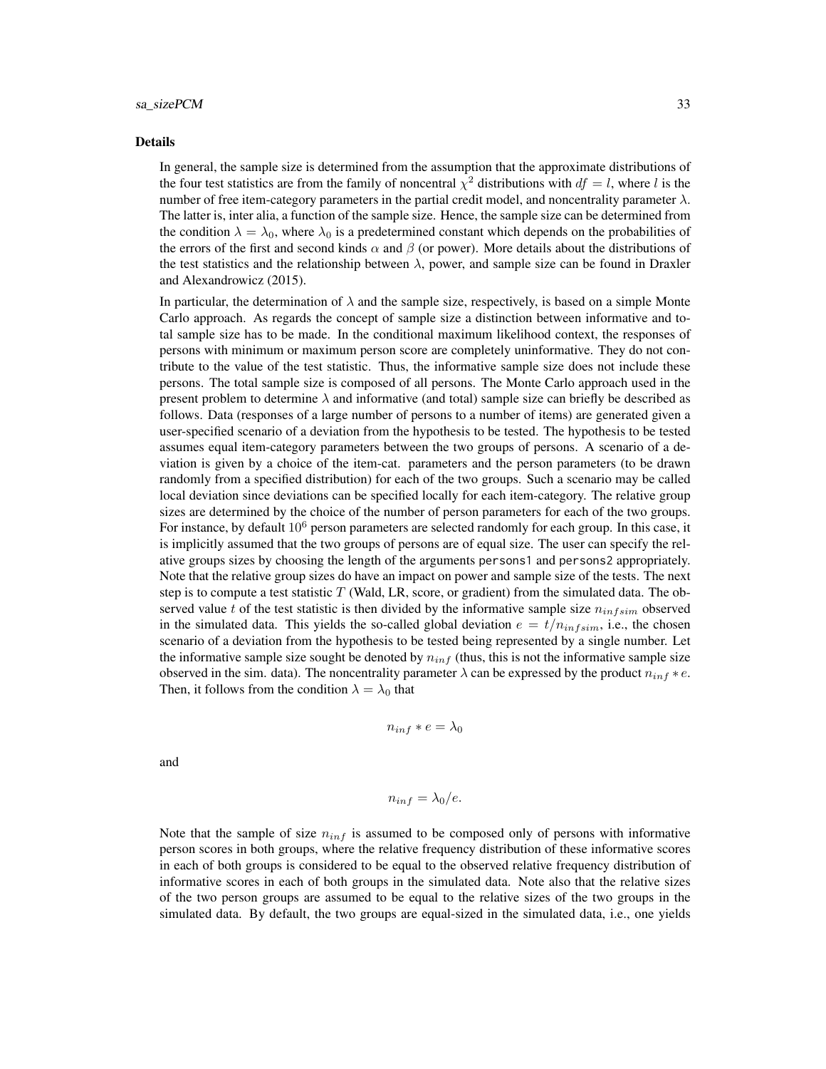## Details

In general, the sample size is determined from the assumption that the approximate distributions of the four test statistics are from the family of noncentral $\chi^2$ distributions with $df = l$, where $l$ is the number of free item-category parameters in the partial credit model, and noncentrality parameter $\lambda$. The latter is, inter alia, a function of the sample size. Hence, the sample size can be determined from the condition $\lambda = \lambda_0$, where $\lambda_0$ is a predetermined constant which depends on the probabilities of the errors of the first and second kinds $\alpha$ and $\beta$ (or power). More details about the distributions of the test statistics and the relationship between $\lambda$, power, and sample size can be found in Draxler and Alexandrowicz (2015).

In particular, the determination of $\lambda$ and the sample size, respectively, is based on a simple Monte Carlo approach. As regards the concept of sample size a distinction between informative and total sample size has to be made. In the conditional maximum likelihood context, the responses of persons with minimum or maximum person score are completely uninformative. They do not contribute to the value of the test statistic. Thus, the informative sample size does not include these persons. The total sample size is composed of all persons. The Monte Carlo approach used in the present problem to determine $\lambda$ and informative (and total) sample size can briefly be described as follows. Data (responses of a large number of persons to a number of items) are generated given a user-specified scenario of a deviation from the hypothesis to be tested. The hypothesis to be tested assumes equal item-category parameters between the two groups of persons. A scenario of a deviation is given by a choice of the item-cat. parameters and the person parameters (to be drawn randomly from a specified distribution) for each of the two groups. Such a scenario may be called local deviation since deviations can be specified locally for each item-category. The relative group sizes are determined by the choice of the number of person parameters for each of the two groups. For instance, by default $10^6$ person parameters are selected randomly for each group. In this case, it is implicitly assumed that the two groups of persons are of equal size. The user can specify the relative groups sizes by choosing the length of the arguments `persons1` and `persons2` appropriately. Note that the relative group sizes do have an impact on power and sample size of the tests. The next step is to compute a test statistic $T$ (Wald, LR, score, or gradient) from the simulated data. The observed value $t$ of the test statistic is then divided by the informative sample size $n_{infsim}$ observed in the simulated data. This yields the so-called global deviation $e = t/n_{infsim}$, i.e., the chosen scenario of a deviation from the hypothesis to be tested being represented by a single number. Let the informative sample size sought be denoted by $n_{inf}$ (thus, this is not the informative sample size observed in the sim. data). The noncentrality parameter $\lambda$ can be expressed by the product $n_{inf} * e$. Then, it follows from the condition $\lambda = \lambda_0$ that

$$n_{inf} * e = \lambda_0$$

and

$$n_{inf} = \lambda_0 / e.$$

Note that the sample of size $n_{inf}$ is assumed to be composed only of persons with informative person scores in both groups, where the relative frequency distribution of these informative scores in each of both groups is considered to be equal to the observed relative frequency distribution of informative scores in each of both groups in the simulated data. Note also that the relative sizes of the two person groups are assumed to be equal to the relative sizes of the two groups in the simulated data. By default, the two groups are equal-sized in the simulated data, i.e., one yields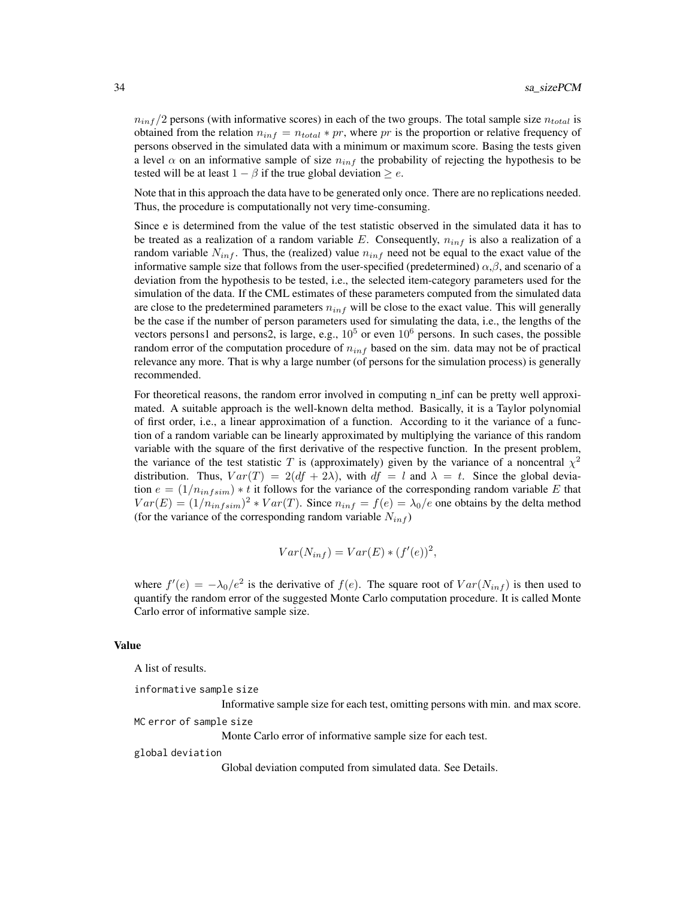$n_{inf}/2$ persons (with informative scores) in each of the two groups. The total sample size $n_{total}$ is obtained from the relation $n_{inf} = n_{total} * pr$, where $pr$ is the proportion or relative frequency of persons observed in the simulated data with a minimum or maximum score. Basing the tests given a level $\alpha$ on an informative sample of size $n_{inf}$ the probability of rejecting the hypothesis to be tested will be at least $1 - \beta$ if the true global deviation $\geq e$.

Note that in this approach the data have to be generated only once. There are no replications needed. Thus, the procedure is computationally not very time-consuming.

Since e is determined from the value of the test statistic observed in the simulated data it has to be treated as a realization of a random variable $E$. Consequently, $n_{inf}$ is also a realization of a random variable $N_{inf}$. Thus, the (realized) value $n_{inf}$ need not be equal to the exact value of the informative sample size that follows from the user-specified (predetermined) $\alpha$,$\beta$, and scenario of a deviation from the hypothesis to be tested, i.e., the selected item-category parameters used for the simulation of the data. If the CML estimates of these parameters computed from the simulated data are close to the predetermined parameters $n_{inf}$ will be close to the exact value. This will generally be the case if the number of person parameters used for simulating the data, i.e., the lengths of the vectors persons1 and persons2, is large, e.g., $10^5$ or even $10^6$ persons. In such cases, the possible random error of the computation procedure of $n_{inf}$ based on the sim. data may not be of practical relevance any more. That is why a large number (of persons for the simulation process) is generally recommended.

For theoretical reasons, the random error involved in computing n_inf can be pretty well approximated. A suitable approach is the well-known delta method. Basically, it is a Taylor polynomial of first order, i.e., a linear approximation of a function. According to it the variance of a function of a random variable can be linearly approximated by multiplying the variance of this random variable with the square of the first derivative of the respective function. In the present problem, the variance of the test statistic $T$ is (approximately) given by the variance of a noncentral $\chi^2$ distribution. Thus, $Var(T) = 2(df + 2\lambda)$, with $df = l$ and $\lambda = t$. Since the global deviation $e = (1/n_{infsim}) * t$ it follows for the variance of the corresponding random variable $E$ that $Var(E) = (1/n_{infsim})^2 * Var(T)$. Since $n_{inf} = f(e) = \lambda_0/e$ one obtains by the delta method (for the variance of the corresponding random variable $N_{inf}$)

$$Var(N_{inf}) = Var(E) * (f'(e))^2,$$

where $f'(e) = -\lambda_0/e^2$ is the derivative of $f(e)$. The square root of $Var(N_{inf})$ is then used to quantify the random error of the suggested Monte Carlo computation procedure. It is called Monte Carlo error of informative sample size.

## Value

A list of results.

`informative sample size`
: Informative sample size for each test, omitting persons with min. and max score.

`MC error of sample size`
: Monte Carlo error of informative sample size for each test.

`global deviation`
: Global deviation computed from simulated data. See Details.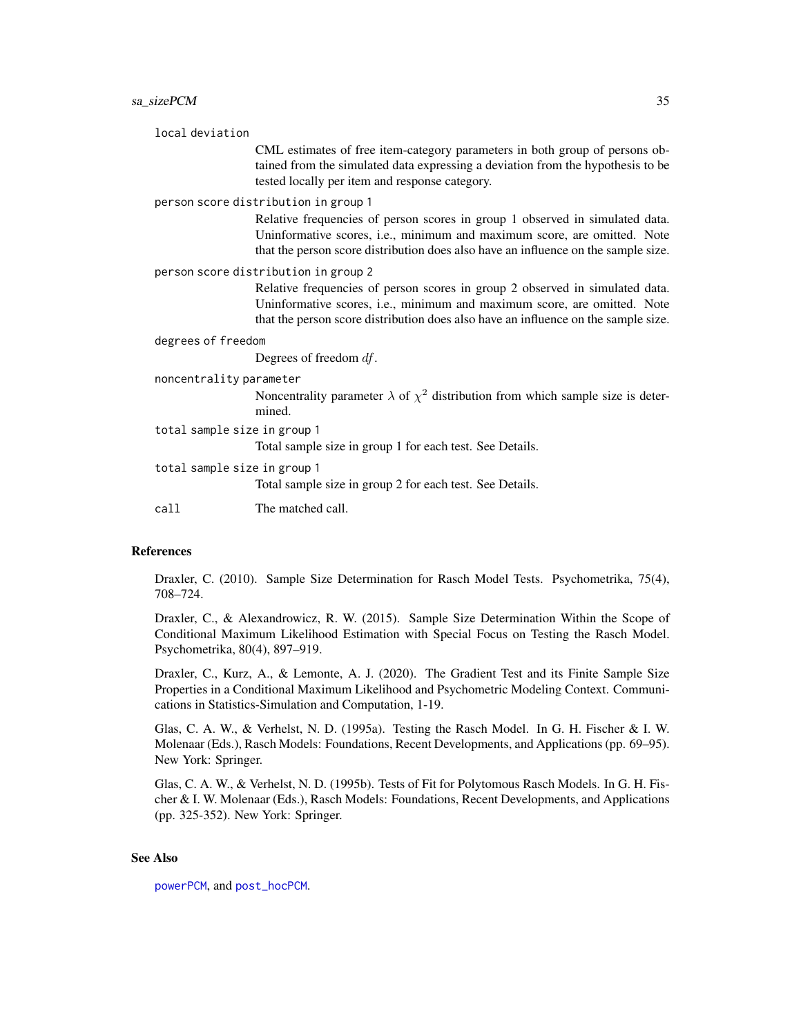`local deviation`
: CML estimates of free item-category parameters in both group of persons obtained from the simulated data expressing a deviation from the hypothesis to be tested locally per item and response category.

`person score distribution in group 1`
: Relative frequencies of person scores in group 1 observed in simulated data. Uninformative scores, i.e., minimum and maximum score, are omitted. Note that the person score distribution does also have an influence on the sample size.

`person score distribution in group 2`
: Relative frequencies of person scores in group 2 observed in simulated data. Uninformative scores, i.e., minimum and maximum score, are omitted. Note that the person score distribution does also have an influence on the sample size.

`degrees of freedom`
: Degrees of freedom $df$.

`noncentrality parameter`
: Noncentrality parameter $\lambda$ of $\chi^2$ distribution from which sample size is determined.

`total sample size in group 1`
: Total sample size in group 1 for each test. See Details.

`total sample size in group 1`
: Total sample size in group 2 for each test. See Details.

`call`
: The matched call.

## References

Draxler, C. (2010). Sample Size Determination for Rasch Model Tests. Psychometrika, 75(4), 708–724.

Draxler, C., & Alexandrowicz, R. W. (2015). Sample Size Determination Within the Scope of Conditional Maximum Likelihood Estimation with Special Focus on Testing the Rasch Model. Psychometrika, 80(4), 897–919.

Draxler, C., Kurz, A., & Lemonte, A. J. (2020). The Gradient Test and its Finite Sample Size Properties in a Conditional Maximum Likelihood and Psychometric Modeling Context. Communications in Statistics-Simulation and Computation, 1-19.

Glas, C. A. W., & Verhelst, N. D. (1995a). Testing the Rasch Model. In G. H. Fischer & I. W. Molenaar (Eds.), Rasch Models: Foundations, Recent Developments, and Applications (pp. 69–95). New York: Springer.

Glas, C. A. W., & Verhelst, N. D. (1995b). Tests of Fit for Polytomous Rasch Models. In G. H. Fischer & I. W. Molenaar (Eds.), Rasch Models: Foundations, Recent Developments, and Applications (pp. 325-352). New York: Springer.

## See Also

`powerPCM`, and `post_hocPCM`.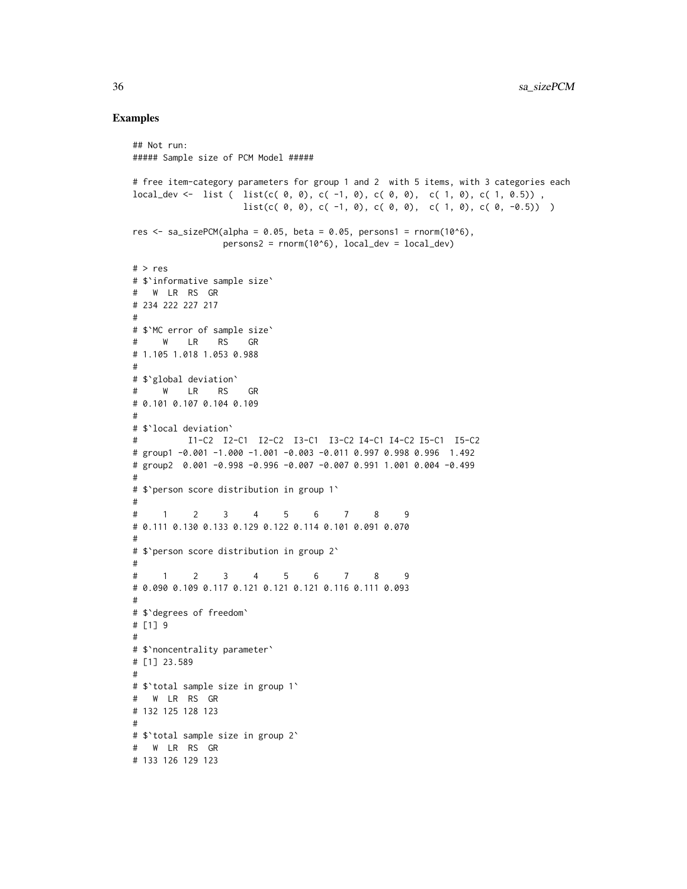## Examples

```
## Not run:
##### Sample size of PCM Model #####

# free item-category parameters for group 1 and 2  with 5 items, with 3 categories each
local_dev <-  list (  list(c( 0, 0), c( -1, 0), c( 0, 0),  c( 1, 0), c( 1, 0.5)) ,
                      list(c( 0, 0), c( -1, 0), c( 0, 0),  c( 1, 0), c( 0, -0.5))  )

res <- sa_sizePCM(alpha = 0.05, beta = 0.05, persons1 = rnorm(10^6),
                  persons2 = rnorm(10^6), local_dev = local_dev)

# > res
# $`informative sample size`
#   W  LR  RS  GR
# 234 222 227 217
#
# $`MC error of sample size`
#     W    LR    RS    GR
# 1.105 1.018 1.053 0.988
#
# $`global deviation`
#     W    LR    RS    GR
# 0.101 0.107 0.104 0.109
#
# $`local deviation`
#          I1-C2  I2-C1  I2-C2  I3-C1  I3-C2 I4-C1 I4-C2 I5-C1  I5-C2
# group1 -0.001 -1.000 -1.001 -0.003 -0.011 0.997 0.998 0.996  1.492
# group2  0.001 -0.998 -0.996 -0.007 -0.007 0.991 1.001 0.004 -0.499
#
# $`person score distribution in group 1`
#
#     1     2     3     4     5     6     7     8     9
# 0.111 0.130 0.133 0.129 0.122 0.114 0.101 0.091 0.070
#
# $`person score distribution in group 2`
#
#     1     2     3     4     5     6     7     8     9
# 0.090 0.109 0.117 0.121 0.121 0.121 0.116 0.111 0.093
#
# $`degrees of freedom`
# [1] 9
#
# $`noncentrality parameter`
# [1] 23.589
#
# $`total sample size in group 1`
#   W  LR  RS  GR
# 132 125 128 123
#
# $`total sample size in group 2`
#   W  LR  RS  GR
# 133 126 129 123
```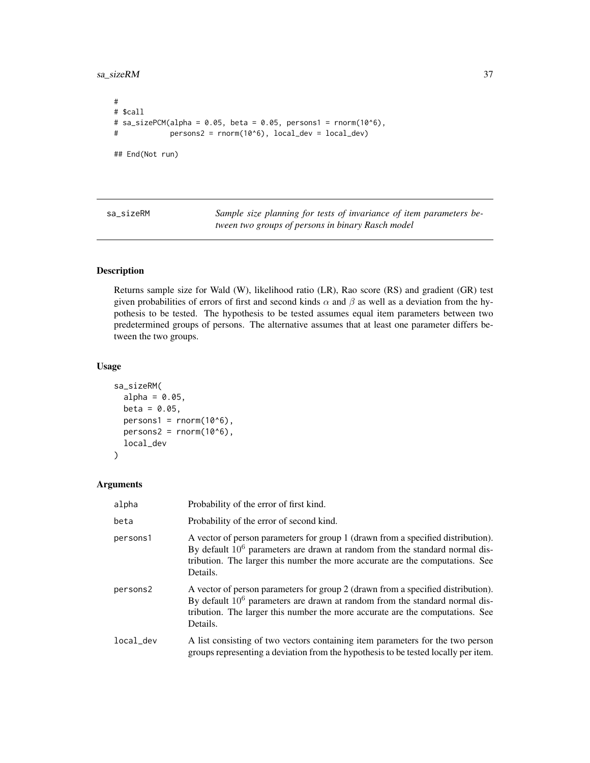```
#
# $call
# sa_sizePCM(alpha = 0.05, beta = 0.05, persons1 = rnorm(10^6),
#            persons2 = rnorm(10^6), local_dev = local_dev)

## End(Not run)
```

---

## sa_sizeRM

*Sample size planning for tests of invariance of item parameters between two groups of persons in binary Rasch model*

---

### Description

Returns sample size for Wald (W), likelihood ratio (LR), Rao score (RS) and gradient (GR) test given probabilities of errors of first and second kinds $\alpha$ and $\beta$ as well as a deviation from the hypothesis to be tested. The hypothesis to be tested assumes equal item parameters between two predetermined groups of persons. The alternative assumes that at least one parameter differs between the two groups.

### Usage

```
sa_sizeRM(
  alpha = 0.05,
  beta = 0.05,
  persons1 = rnorm(10^6),
  persons2 = rnorm(10^6),
  local_dev
)
```

### Arguments

| | |
|---|---|
| alpha | Probability of the error of first kind. |
| beta | Probability of the error of second kind. |
| persons1 | A vector of person parameters for group 1 (drawn from a specified distribution). By default $10^6$ parameters are drawn at random from the standard normal distribution. The larger this number the more accurate are the computations. See Details. |
| persons2 | A vector of person parameters for group 2 (drawn from a specified distribution). By default $10^6$ parameters are drawn at random from the standard normal distribution. The larger this number the more accurate are the computations. See Details. |
| local_dev | A list consisting of two vectors containing item parameters for the two person groups representing a deviation from the hypothesis to be tested locally per item. |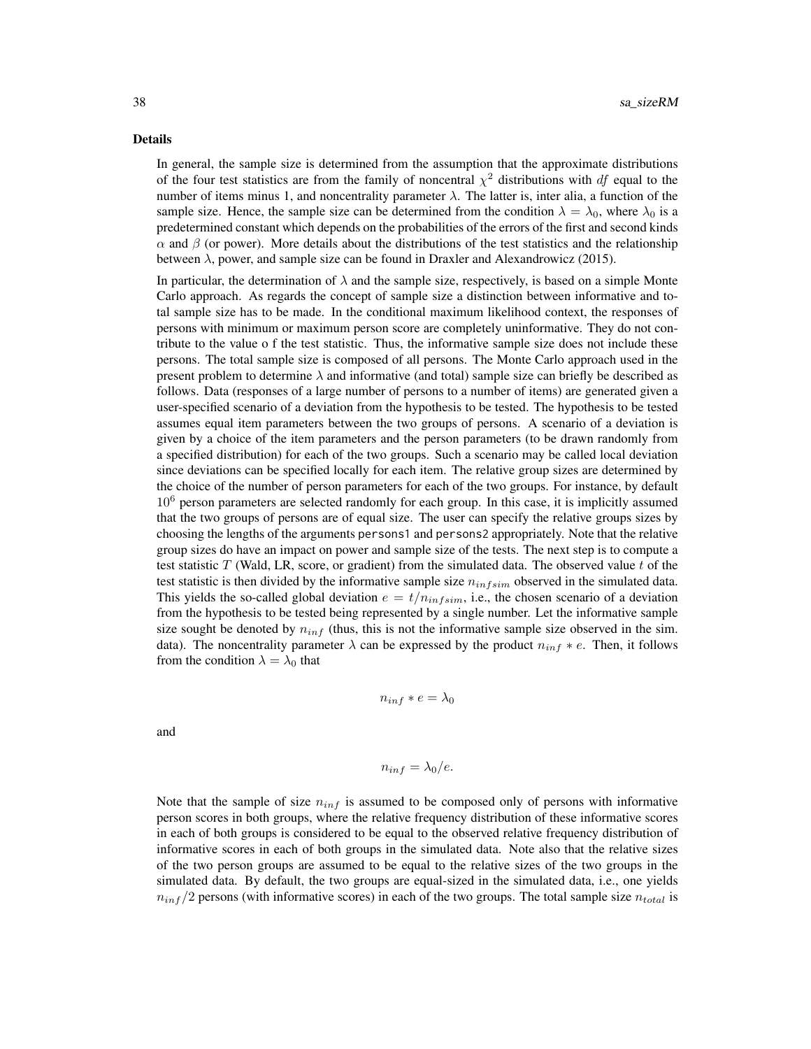## Details

In general, the sample size is determined from the assumption that the approximate distributions of the four test statistics are from the family of noncentral $\chi^2$ distributions with $df$ equal to the number of items minus 1, and noncentrality parameter $\lambda$. The latter is, inter alia, a function of the sample size. Hence, the sample size can be determined from the condition $\lambda = \lambda_0$, where $\lambda_0$ is a predetermined constant which depends on the probabilities of the errors of the first and second kinds $\alpha$ and $\beta$ (or power). More details about the distributions of the test statistics and the relationship between $\lambda$, power, and sample size can be found in Draxler and Alexandrowicz (2015).

In particular, the determination of $\lambda$ and the sample size, respectively, is based on a simple Monte Carlo approach. As regards the concept of sample size a distinction between informative and total sample size has to be made. In the conditional maximum likelihood context, the responses of persons with minimum or maximum person score are completely uninformative. They do not contribute to the value o f the test statistic. Thus, the informative sample size does not include these persons. The total sample size is composed of all persons. The Monte Carlo approach used in the present problem to determine $\lambda$ and informative (and total) sample size can briefly be described as follows. Data (responses of a large number of persons to a number of items) are generated given a user-specified scenario of a deviation from the hypothesis to be tested. The hypothesis to be tested assumes equal item parameters between the two groups of persons. A scenario of a deviation is given by a choice of the item parameters and the person parameters (to be drawn randomly from a specified distribution) for each of the two groups. Such a scenario may be called local deviation since deviations can be specified locally for each item. The relative group sizes are determined by the choice of the number of person parameters for each of the two groups. For instance, by default $10^6$ person parameters are selected randomly for each group. In this case, it is implicitly assumed that the two groups of persons are of equal size. The user can specify the relative groups sizes by choosing the lengths of the arguments `persons1` and `persons2` appropriately. Note that the relative group sizes do have an impact on power and sample size of the tests. The next step is to compute a test statistic $T$ (Wald, LR, score, or gradient) from the simulated data. The observed value $t$ of the test statistic is then divided by the informative sample size $n_{infsim}$ observed in the simulated data. This yields the so-called global deviation $e = t/n_{infsim}$, i.e., the chosen scenario of a deviation from the hypothesis to be tested being represented by a single number. Let the informative sample size sought be denoted by $n_{inf}$ (thus, this is not the informative sample size observed in the sim. data). The noncentrality parameter $\lambda$ can be expressed by the product $n_{inf} * e$. Then, it follows from the condition $\lambda = \lambda_0$ that

$$n_{inf} * e = \lambda_0$$

and

$$n_{inf} = \lambda_0/e.$$

Note that the sample of size $n_{inf}$ is assumed to be composed only of persons with informative person scores in both groups, where the relative frequency distribution of these informative scores in each of both groups is considered to be equal to the observed relative frequency distribution of informative scores in each of both groups in the simulated data. Note also that the relative sizes of the two person groups are assumed to be equal to the relative sizes of the two groups in the simulated data. By default, the two groups are equal-sized in the simulated data, i.e., one yields $n_{inf}/2$ persons (with informative scores) in each of the two groups. The total sample size $n_{total}$ is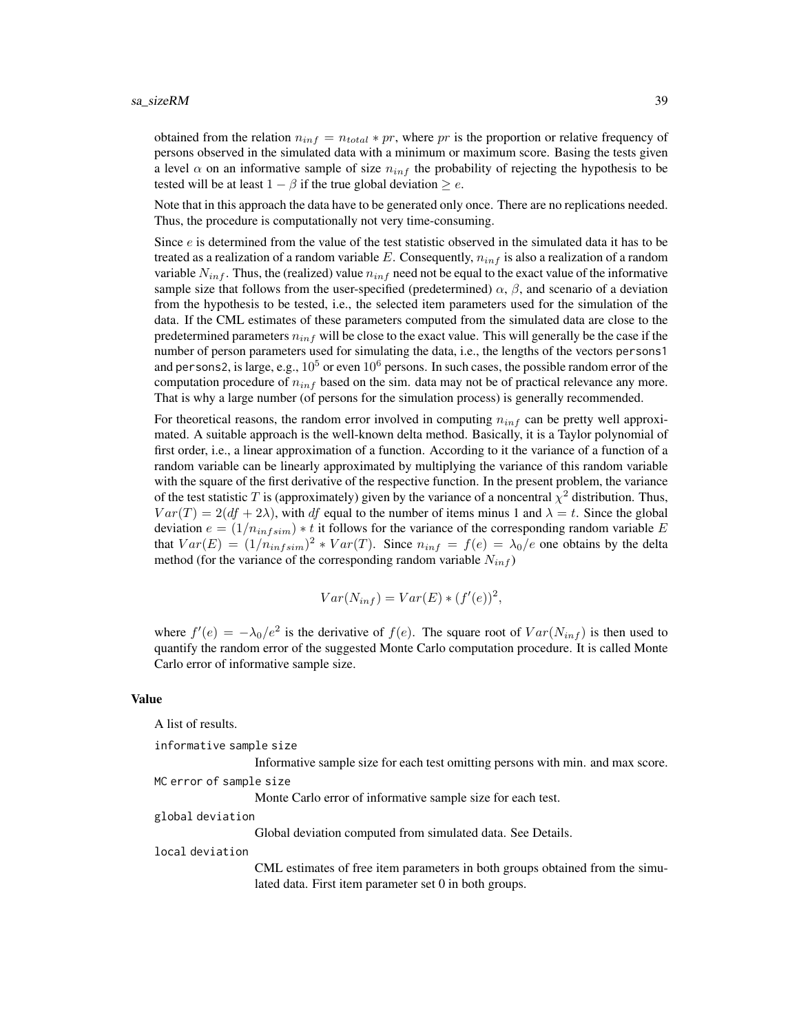obtained from the relation $n_{inf} = n_{total} * pr$, where $pr$ is the proportion or relative frequency of persons observed in the simulated data with a minimum or maximum score. Basing the tests given a level $\alpha$ on an informative sample of size $n_{inf}$ the probability of rejecting the hypothesis to be tested will be at least $1 - \beta$ if the true global deviation $\geq e$.

Note that in this approach the data have to be generated only once. There are no replications needed. Thus, the procedure is computationally not very time-consuming.

Since $e$ is determined from the value of the test statistic observed in the simulated data it has to be treated as a realization of a random variable $E$. Consequently, $n_{inf}$ is also a realization of a random variable $N_{inf}$. Thus, the (realized) value $n_{inf}$ need not be equal to the exact value of the informative sample size that follows from the user-specified (predetermined) $\alpha$, $\beta$, and scenario of a deviation from the hypothesis to be tested, i.e., the selected item parameters used for the simulation of the data. If the CML estimates of these parameters computed from the simulated data are close to the predetermined parameters $n_{inf}$ will be close to the exact value. This will generally be the case if the number of person parameters used for simulating the data, i.e., the lengths of the vectors `persons1` and `persons2`, is large, e.g., $10^5$ or even $10^6$ persons. In such cases, the possible random error of the computation procedure of $n_{inf}$ based on the sim. data may not be of practical relevance any more. That is why a large number (of persons for the simulation process) is generally recommended.

For theoretical reasons, the random error involved in computing $n_{inf}$ can be pretty well approximated. A suitable approach is the well-known delta method. Basically, it is a Taylor polynomial of first order, i.e., a linear approximation of a function. According to it the variance of a function of a random variable can be linearly approximated by multiplying the variance of this random variable with the square of the first derivative of the respective function. In the present problem, the variance of the test statistic $T$ is (approximately) given by the variance of a noncentral $\chi^2$ distribution. Thus, $Var(T) = 2(df + 2\lambda)$, with $df$ equal to the number of items minus 1 and $\lambda = t$. Since the global deviation $e = (1/n_{infsim}) * t$ it follows for the variance of the corresponding random variable $E$ that $Var(E) = (1/n_{infsim})^2 * Var(T)$. Since $n_{inf} = f(e) = \lambda_0/e$ one obtains by the delta method (for the variance of the corresponding random variable $N_{inf}$)

$$Var(N_{inf}) = Var(E) * (f'(e))^2,$$

where $f'(e) = -\lambda_0/e^2$ is the derivative of $f(e)$. The square root of $Var(N_{inf})$ is then used to quantify the random error of the suggested Monte Carlo computation procedure. It is called Monte Carlo error of informative sample size.

## Value

A list of results.

`informative sample size`
: Informative sample size for each test omitting persons with min. and max score.

`MC error of sample size`
: Monte Carlo error of informative sample size for each test.

`global deviation`
: Global deviation computed from simulated data. See Details.

`local deviation`
: CML estimates of free item parameters in both groups obtained from the simulated data. First item parameter set 0 in both groups.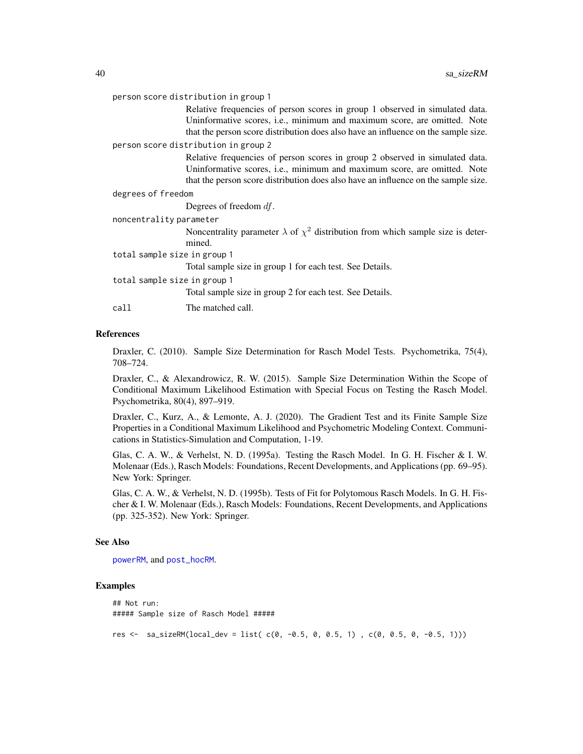person score distribution in group 1
: Relative frequencies of person scores in group 1 observed in simulated data. Uninformative scores, i.e., minimum and maximum score, are omitted. Note that the person score distribution does also have an influence on the sample size.

person score distribution in group 2
: Relative frequencies of person scores in group 2 observed in simulated data. Uninformative scores, i.e., minimum and maximum score, are omitted. Note that the person score distribution does also have an influence on the sample size.

degrees of freedom
: Degrees of freedom $df$.

noncentrality parameter
: Noncentrality parameter $\lambda$ of $\chi^2$ distribution from which sample size is determined.

total sample size in group 1
: Total sample size in group 1 for each test. See Details.

total sample size in group 1
: Total sample size in group 2 for each test. See Details.

call
: The matched call.

## References

Draxler, C. (2010). Sample Size Determination for Rasch Model Tests. Psychometrika, 75(4), 708–724.

Draxler, C., & Alexandrowicz, R. W. (2015). Sample Size Determination Within the Scope of Conditional Maximum Likelihood Estimation with Special Focus on Testing the Rasch Model. Psychometrika, 80(4), 897–919.

Draxler, C., Kurz, A., & Lemonte, A. J. (2020). The Gradient Test and its Finite Sample Size Properties in a Conditional Maximum Likelihood and Psychometric Modeling Context. Communications in Statistics-Simulation and Computation, 1-19.

Glas, C. A. W., & Verhelst, N. D. (1995a). Testing the Rasch Model. In G. H. Fischer & I. W. Molenaar (Eds.), Rasch Models: Foundations, Recent Developments, and Applications (pp. 69–95). New York: Springer.

Glas, C. A. W., & Verhelst, N. D. (1995b). Tests of Fit for Polytomous Rasch Models. In G. H. Fischer & I. W. Molenaar (Eds.), Rasch Models: Foundations, Recent Developments, and Applications (pp. 325-352). New York: Springer.

## See Also

powerRM, and post_hocRM.

## Examples

```
## Not run:
##### Sample size of Rasch Model #####

res <-  sa_sizeRM(local_dev = list( c(0, -0.5, 0, 0.5, 1) , c(0, 0.5, 0, -0.5, 1)))
```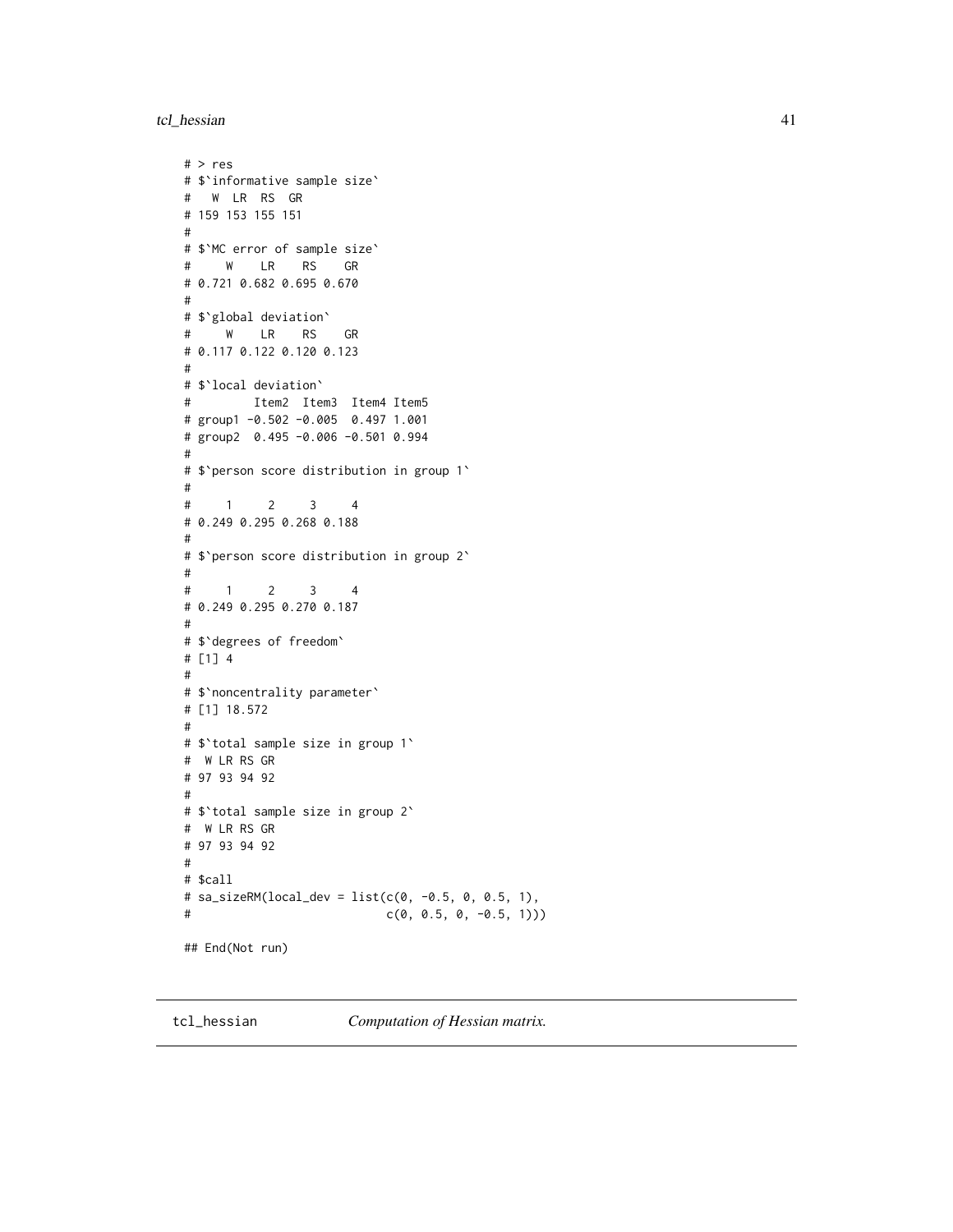```
# > res
# $`informative sample size`
#   W  LR  RS  GR
# 159 153 155 151
#
# $`MC error of sample size`
#     W    LR    RS    GR
# 0.721 0.682 0.695 0.670
#
# $`global deviation`
#     W    LR    RS    GR
# 0.117 0.122 0.120 0.123
#
# $`local deviation`
#         Item2  Item3  Item4 Item5
# group1 -0.502 -0.005  0.497 1.001
# group2  0.495 -0.006 -0.501 0.994
#
# $`person score distribution in group 1`
#
#     1     2     3     4
# 0.249 0.295 0.268 0.188
#
# $`person score distribution in group 2`
#
#     1     2     3     4
# 0.249 0.295 0.270 0.187
#
# $`degrees of freedom`
# [1] 4
#
# $`noncentrality parameter`
# [1] 18.572
#
# $`total sample size in group 1`
#  W LR RS GR
# 97 93 94 92
#
# $`total sample size in group 2`
#  W LR RS GR
# 97 93 94 92
#
# $call
# sa_sizeRM(local_dev = list(c(0, -0.5, 0, 0.5, 1),
#                            c(0, 0.5, 0, -0.5, 1)))

## End(Not run)
```

## tcl_hessian    *Computation of Hessian matrix.*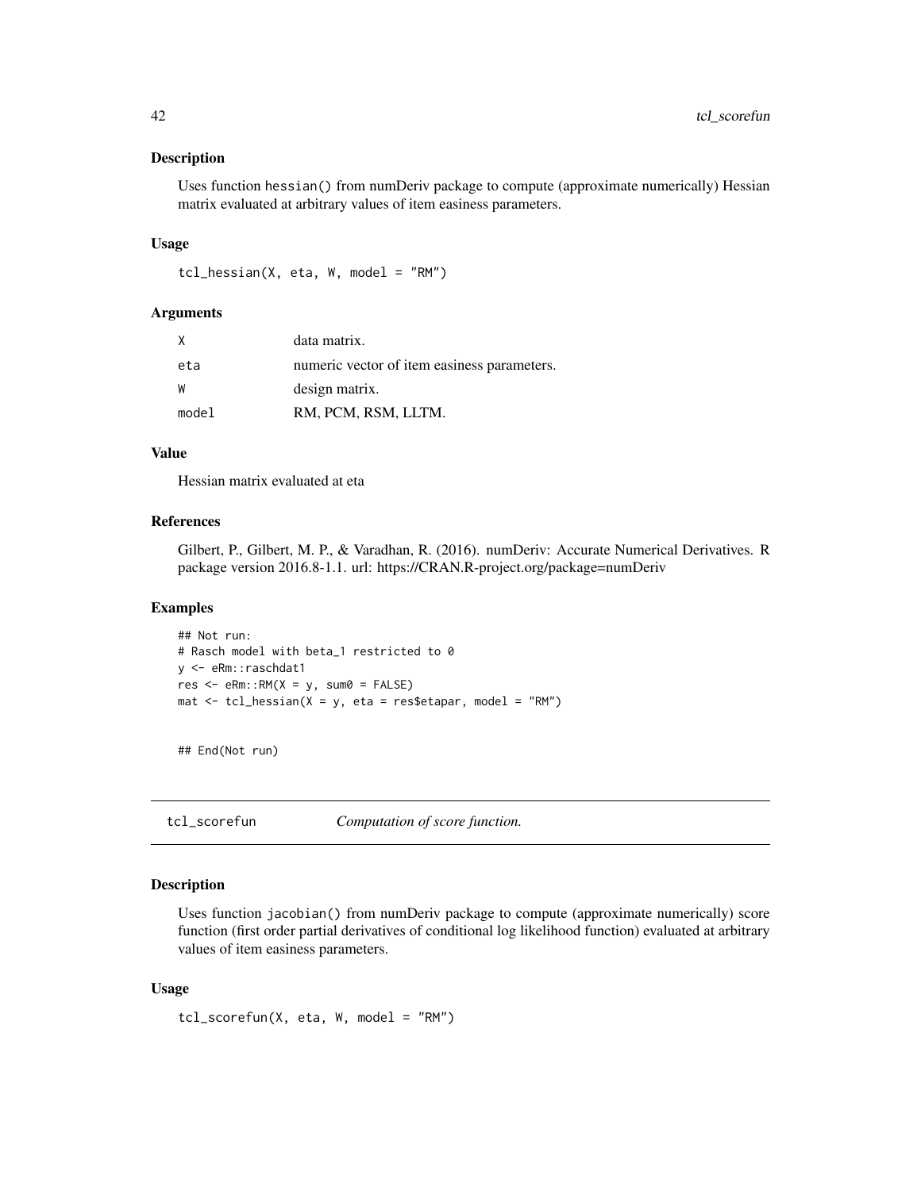### Description

Uses function `hessian()` from numDeriv package to compute (approximate numerically) Hessian matrix evaluated at arbitrary values of item easiness parameters.

### Usage

```
tcl_hessian(X, eta, W, model = "RM")
```

### Arguments

| | |
|---|---|
| X | data matrix. |
| eta | numeric vector of item easiness parameters. |
| W | design matrix. |
| model | RM, PCM, RSM, LLTM. |

### Value

Hessian matrix evaluated at eta

### References

Gilbert, P., Gilbert, M. P., & Varadhan, R. (2016). numDeriv: Accurate Numerical Derivatives. R package version 2016.8-1.1. url: https://CRAN.R-project.org/package=numDeriv

### Examples

```
## Not run:
# Rasch model with beta_1 restricted to 0
y <- eRm::raschdat1
res <- eRm::RM(X = y, sum0 = FALSE)
mat <- tcl_hessian(X = y, eta = res$etapar, model = "RM")


## End(Not run)
```

---

## tcl_scorefun *Computation of score function.*

### Description

Uses function `jacobian()` from numDeriv package to compute (approximate numerically) score function (first order partial derivatives of conditional log likelihood function) evaluated at arbitrary values of item easiness parameters.

### Usage

```
tcl_scorefun(X, eta, W, model = "RM")
```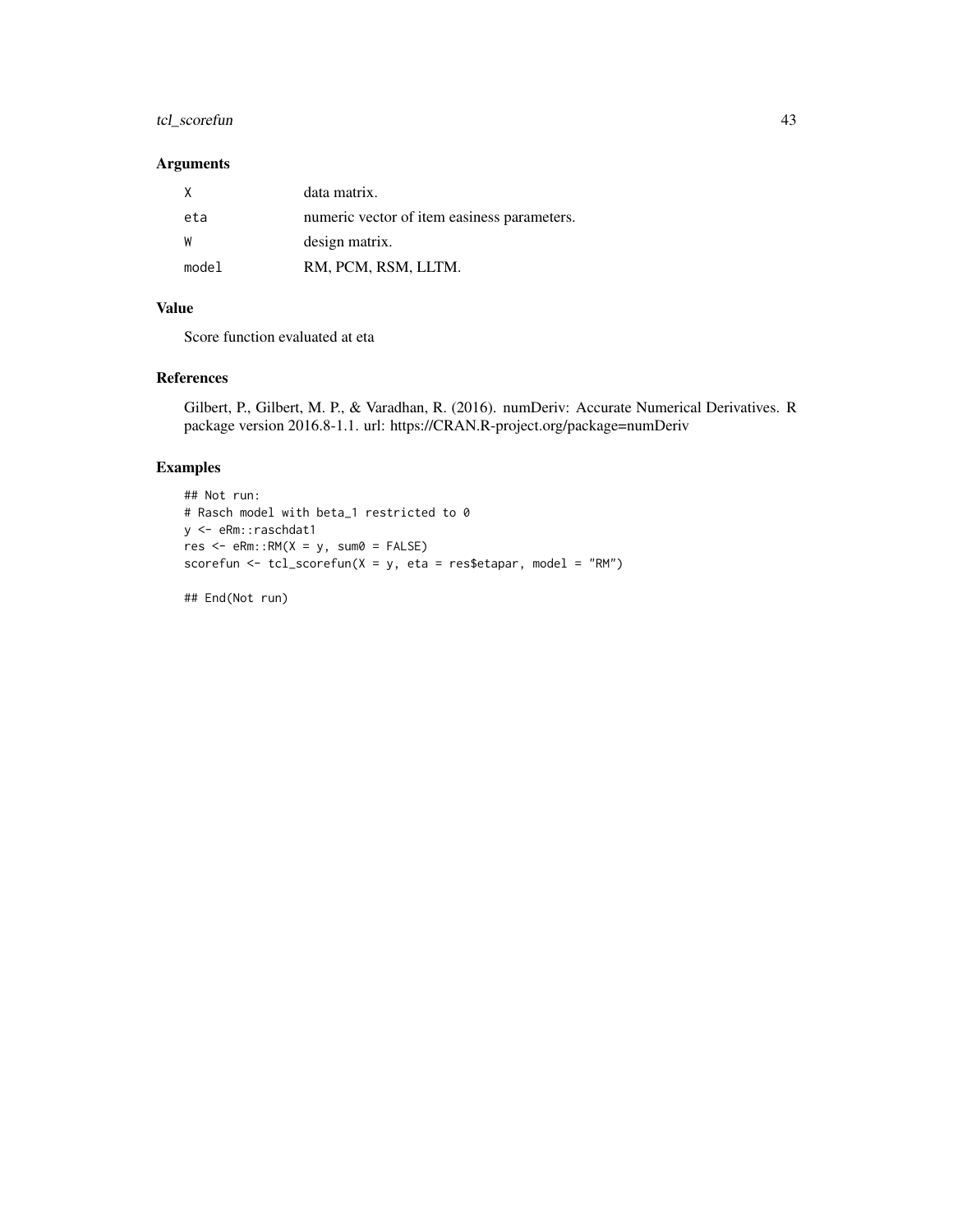## Arguments

| | |
|---|---|
| `X` | data matrix. |
| `eta` | numeric vector of item easiness parameters. |
| `W` | design matrix. |
| `model` | RM, PCM, RSM, LLTM. |

## Value

Score function evaluated at eta

## References

Gilbert, P., Gilbert, M. P., & Varadhan, R. (2016). numDeriv: Accurate Numerical Derivatives. R package version 2016.8-1.1. url: https://CRAN.R-project.org/package=numDeriv

## Examples

```
## Not run:
# Rasch model with beta_1 restricted to 0
y <- eRm::raschdat1
res <- eRm::RM(X = y, sum0 = FALSE)
scorefun <- tcl_scorefun(X = y, eta = res$etapar, model = "RM")

## End(Not run)
```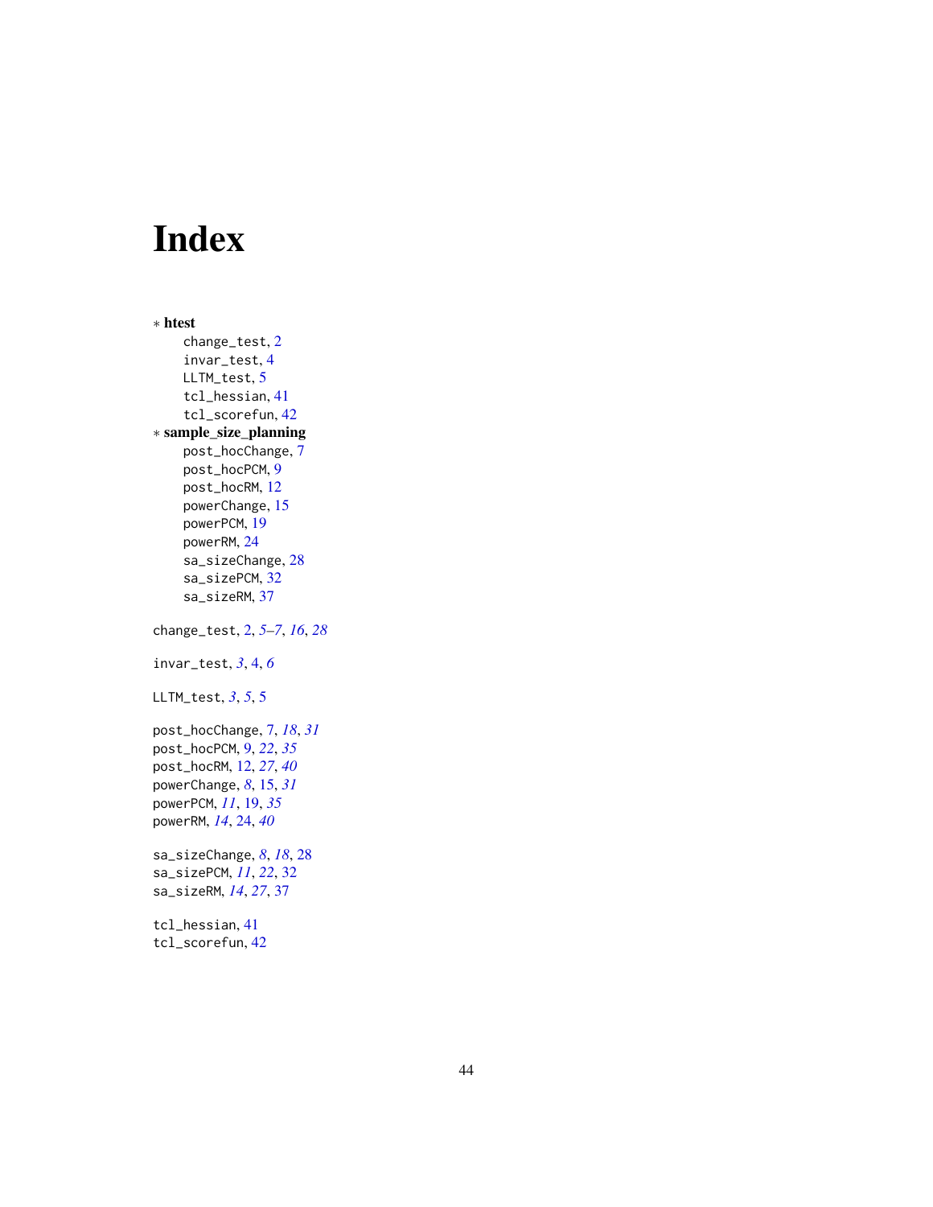# Index

∗ **htest**

change_test, 2
invar_test, 4
LLTM_test, 5
tcl_hessian, 41
tcl_scorefun, 42

∗ **sample_size_planning**

post_hocChange, 7
post_hocPCM, 9
post_hocRM, 12
powerChange, 15
powerPCM, 19
powerRM, 24
sa_sizeChange, 28
sa_sizePCM, 32
sa_sizeRM, 37

change_test, 2, *5–7*, *16*, *28*

invar_test, *3*, 4, *6*

LLTM_test, *3*, *5*, 5

post_hocChange, 7, *18*, *31*
post_hocPCM, 9, *22*, *35*
post_hocRM, 12, *27*, *40*
powerChange, *8*, 15, *31*
powerPCM, *11*, 19, *35*
powerRM, *14*, 24, *40*

sa_sizeChange, *8*, *18*, 28
sa_sizePCM, *11*, *22*, 32
sa_sizeRM, *14*, *27*, 37

tcl_hessian, 41
tcl_scorefun, 42